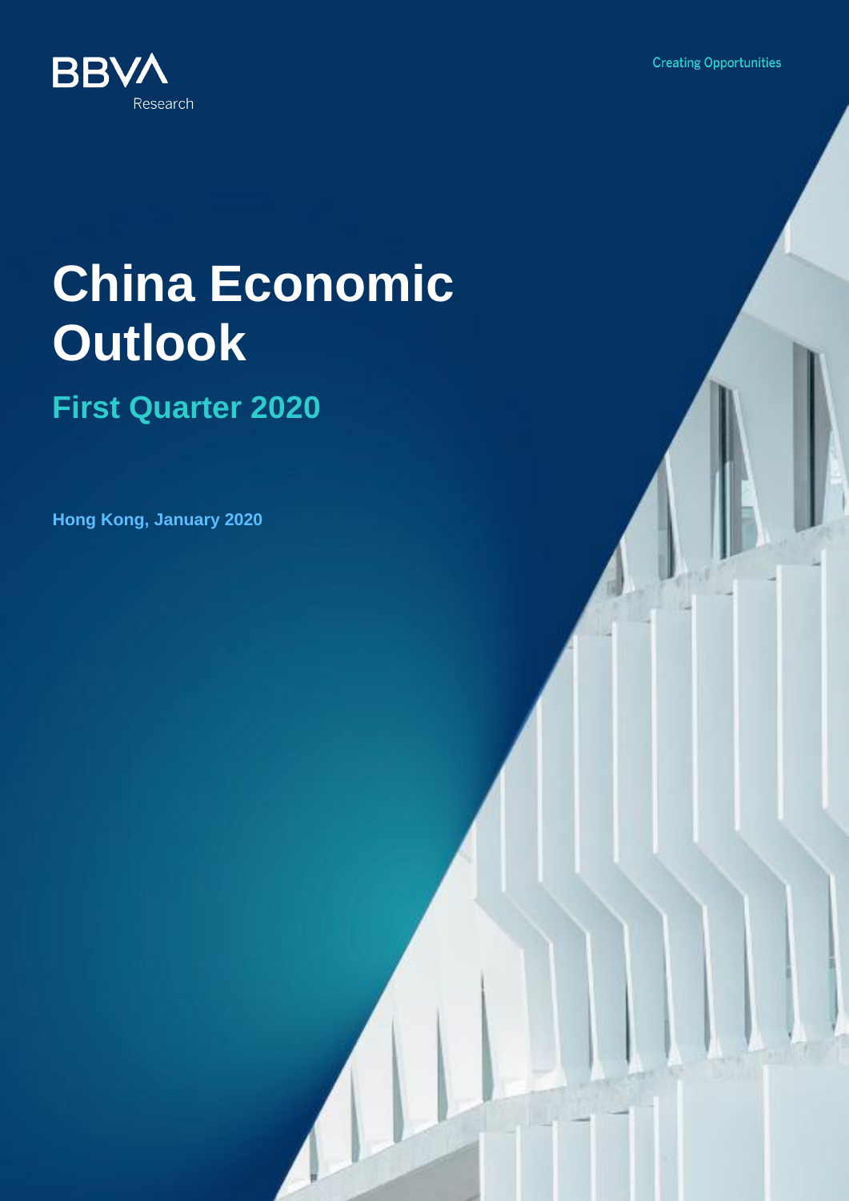BBVA

Research

Creating Opportunities

# China Economic Outlook

## First Quarter 2020

**Hong Kong, January 2020**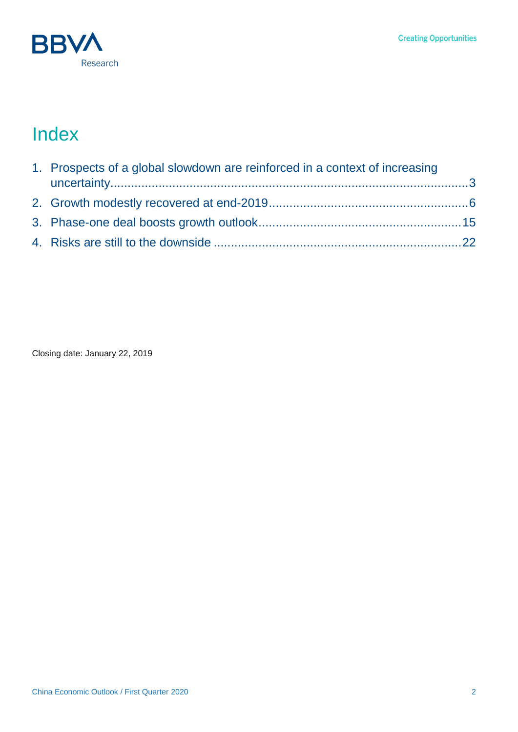# Index

1. Prospects of a global slowdown are reinforced in a context of increasing uncertainty.....3
2. Growth modestly recovered at end-2019.....6
3. Phase-one deal boosts growth outlook.....15
4. Risks are still to the downside.....22

Closing date: January 22, 2019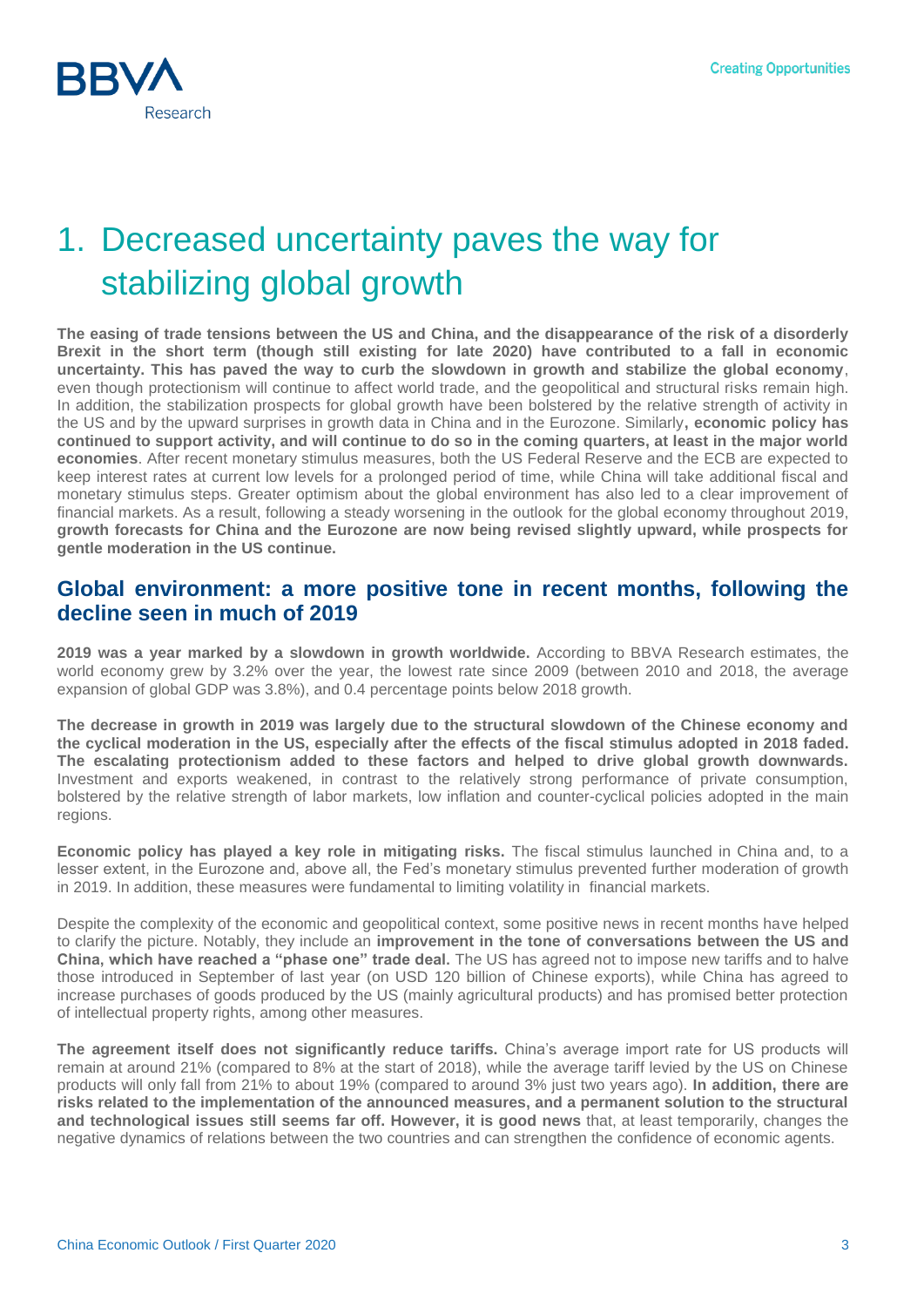# 1. Decreased uncertainty paves the way for stabilizing global growth

**The easing of trade tensions between the US and China, and the disappearance of the risk of a disorderly Brexit in the short term (though still existing for late 2020) have contributed to a fall in economic uncertainty. This has paved the way to curb the slowdown in growth and stabilize the global economy**, even though protectionism will continue to affect world trade, and the geopolitical and structural risks remain high. In addition, the stabilization prospects for global growth have been bolstered by the relative strength of activity in the US and by the upward surprises in growth data in China and in the Eurozone. Similarly**, economic policy has continued to support activity, and will continue to do so in the coming quarters, at least in the major world economies**. After recent monetary stimulus measures, both the US Federal Reserve and the ECB are expected to keep interest rates at current low levels for a prolonged period of time, while China will take additional fiscal and monetary stimulus steps. Greater optimism about the global environment has also led to a clear improvement of financial markets. As a result, following a steady worsening in the outlook for the global economy throughout 2019, **growth forecasts for China and the Eurozone are now being revised slightly upward, while prospects for gentle moderation in the US continue.**

## Global environment: a more positive tone in recent months, following the decline seen in much of 2019

**2019 was a year marked by a slowdown in growth worldwide.** According to BBVA Research estimates, the world economy grew by 3.2% over the year, the lowest rate since 2009 (between 2010 and 2018, the average expansion of global GDP was 3.8%), and 0.4 percentage points below 2018 growth.

**The decrease in growth in 2019 was largely due to the structural slowdown of the Chinese economy and the cyclical moderation in the US, especially after the effects of the fiscal stimulus adopted in 2018 faded. The escalating protectionism added to these factors and helped to drive global growth downwards.** Investment and exports weakened, in contrast to the relatively strong performance of private consumption, bolstered by the relative strength of labor markets, low inflation and counter-cyclical policies adopted in the main regions.

**Economic policy has played a key role in mitigating risks.** The fiscal stimulus launched in China and, to a lesser extent, in the Eurozone and, above all, the Fed's monetary stimulus prevented further moderation of growth in 2019. In addition, these measures were fundamental to limiting volatility in financial markets.

Despite the complexity of the economic and geopolitical context, some positive news in recent months have helped to clarify the picture. Notably, they include an **improvement in the tone of conversations between the US and China, which have reached a "phase one" trade deal.** The US has agreed not to impose new tariffs and to halve those introduced in September of last year (on USD 120 billion of Chinese exports), while China has agreed to increase purchases of goods produced by the US (mainly agricultural products) and has promised better protection of intellectual property rights, among other measures.

**The agreement itself does not significantly reduce tariffs.** China's average import rate for US products will remain at around 21% (compared to 8% at the start of 2018), while the average tariff levied by the US on Chinese products will only fall from 21% to about 19% (compared to around 3% just two years ago). **In addition, there are risks related to the implementation of the announced measures, and a permanent solution to the structural and technological issues still seems far off. However, it is good news** that, at least temporarily, changes the negative dynamics of relations between the two countries and can strengthen the confidence of economic agents.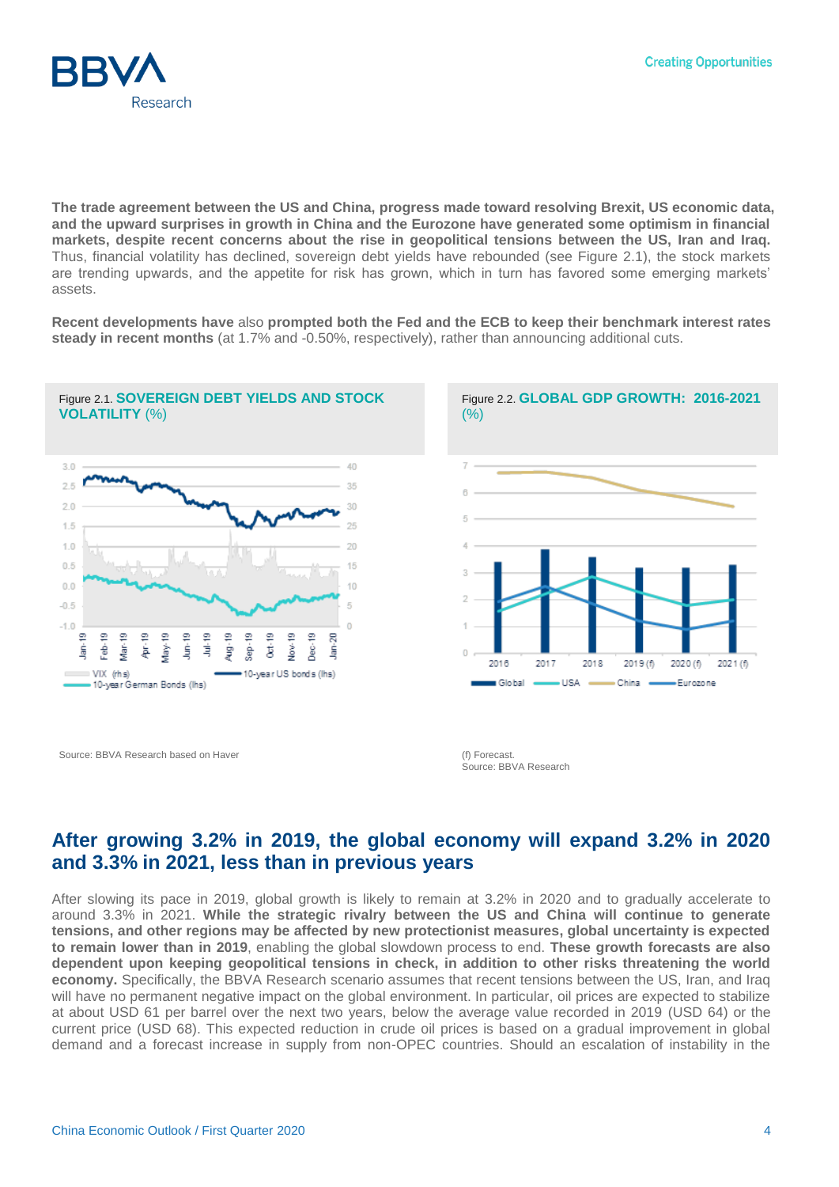**The trade agreement between the US and China, progress made toward resolving Brexit, US economic data, and the upward surprises in growth in China and the Eurozone have generated some optimism in financial markets, despite recent concerns about the rise in geopolitical tensions between the US, Iran and Iraq.** Thus, financial volatility has declined, sovereign debt yields have rebounded (see Figure 2.1), the stock markets are trending upwards, and the appetite for risk has grown, which in turn has favored some emerging markets' assets.

**Recent developments have** also **prompted both the Fed and the ECB to keep their benchmark interest rates steady in recent months** (at 1.7% and -0.50%, respectively), rather than announcing additional cuts.

Figure 2.1. **SOVEREIGN DEBT YIELDS AND STOCK VOLATILITY** (%)

Source: BBVA Research based on Haver

Figure 2.2. **GLOBAL GDP GROWTH: 2016-2021** (%)

(f) Forecast.
Source: BBVA Research

## After growing 3.2% in 2019, the global economy will expand 3.2% in 2020 and 3.3% in 2021, less than in previous years

After slowing its pace in 2019, global growth is likely to remain at 3.2% in 2020 and to gradually accelerate to around 3.3% in 2021. **While the strategic rivalry between the US and China will continue to generate tensions, and other regions may be affected by new protectionist measures, global uncertainty is expected to remain lower than in 2019**, enabling the global slowdown process to end. **These growth forecasts are also dependent upon keeping geopolitical tensions in check, in addition to other risks threatening the world economy.** Specifically, the BBVA Research scenario assumes that recent tensions between the US, Iran, and Iraq will have no permanent negative impact on the global environment. In particular, oil prices are expected to stabilize at about USD 61 per barrel over the next two years, below the average value recorded in 2019 (USD 64) or the current price (USD 68). This expected reduction in crude oil prices is based on a gradual improvement in global demand and a forecast increase in supply from non-OPEC countries. Should an escalation of instability in the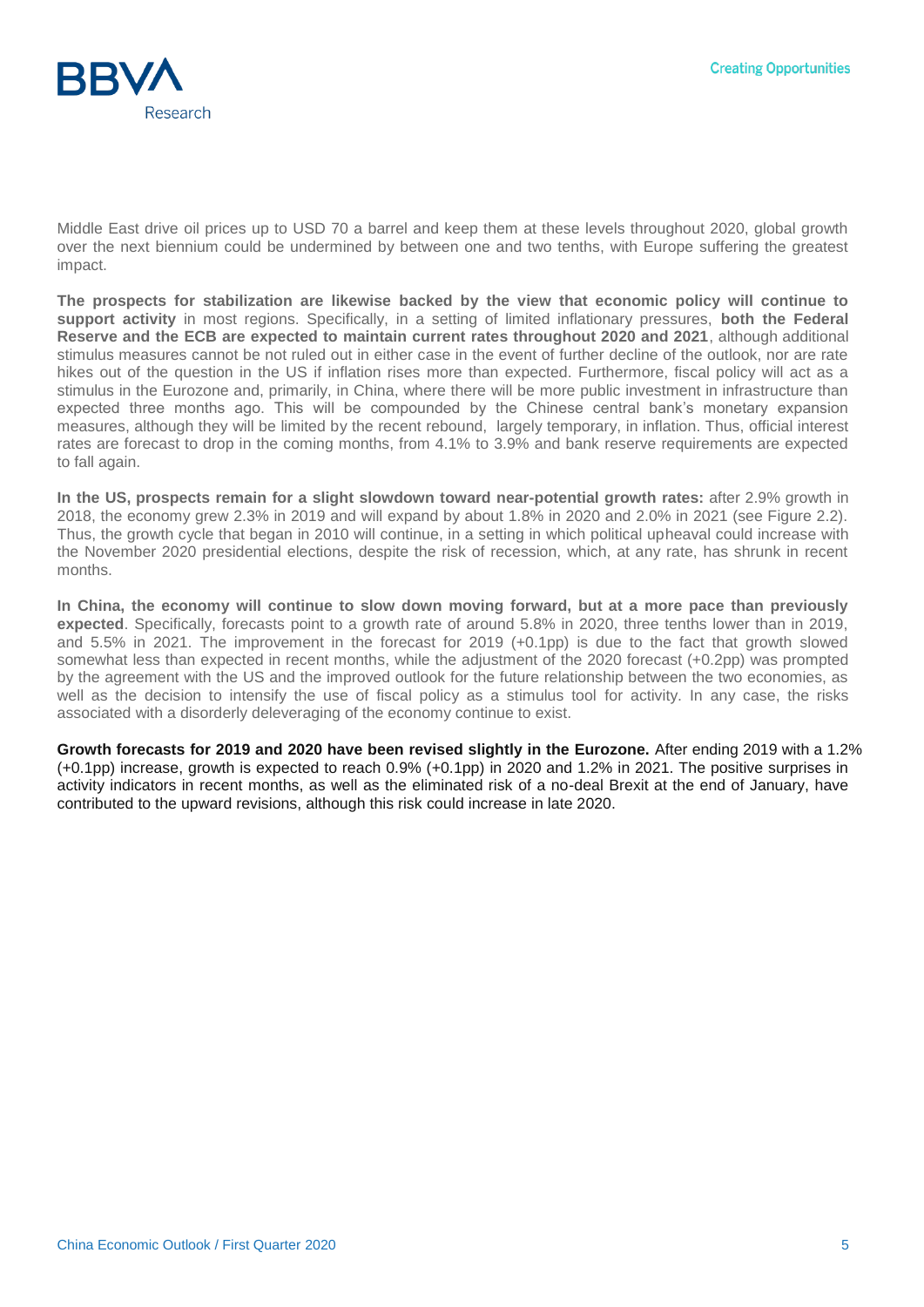Middle East drive oil prices up to USD 70 a barrel and keep them at these levels throughout 2020, global growth over the next biennium could be undermined by between one and two tenths, with Europe suffering the greatest impact.

**The prospects for stabilization are likewise backed by the view that economic policy will continue to support activity** in most regions. Specifically, in a setting of limited inflationary pressures, **both the Federal Reserve and the ECB are expected to maintain current rates throughout 2020 and 2021**, although additional stimulus measures cannot be not ruled out in either case in the event of further decline of the outlook, nor are rate hikes out of the question in the US if inflation rises more than expected. Furthermore, fiscal policy will act as a stimulus in the Eurozone and, primarily, in China, where there will be more public investment in infrastructure than expected three months ago. This will be compounded by the Chinese central bank's monetary expansion measures, although they will be limited by the recent rebound, largely temporary, in inflation. Thus, official interest rates are forecast to drop in the coming months, from 4.1% to 3.9% and bank reserve requirements are expected to fall again.

**In the US, prospects remain for a slight slowdown toward near-potential growth rates:** after 2.9% growth in 2018, the economy grew 2.3% in 2019 and will expand by about 1.8% in 2020 and 2.0% in 2021 (see Figure 2.2). Thus, the growth cycle that began in 2010 will continue, in a setting in which political upheaval could increase with the November 2020 presidential elections, despite the risk of recession, which, at any rate, has shrunk in recent months.

**In China, the economy will continue to slow down moving forward, but at a more pace than previously expected**. Specifically, forecasts point to a growth rate of around 5.8% in 2020, three tenths lower than in 2019, and 5.5% in 2021. The improvement in the forecast for 2019 (+0.1pp) is due to the fact that growth slowed somewhat less than expected in recent months, while the adjustment of the 2020 forecast (+0.2pp) was prompted by the agreement with the US and the improved outlook for the future relationship between the two economies, as well as the decision to intensify the use of fiscal policy as a stimulus tool for activity. In any case, the risks associated with a disorderly deleveraging of the economy continue to exist.

**Growth forecasts for 2019 and 2020 have been revised slightly in the Eurozone.** After ending 2019 with a 1.2% (+0.1pp) increase, growth is expected to reach 0.9% (+0.1pp) in 2020 and 1.2% in 2021. The positive surprises in activity indicators in recent months, as well as the eliminated risk of a no-deal Brexit at the end of January, have contributed to the upward revisions, although this risk could increase in late 2020.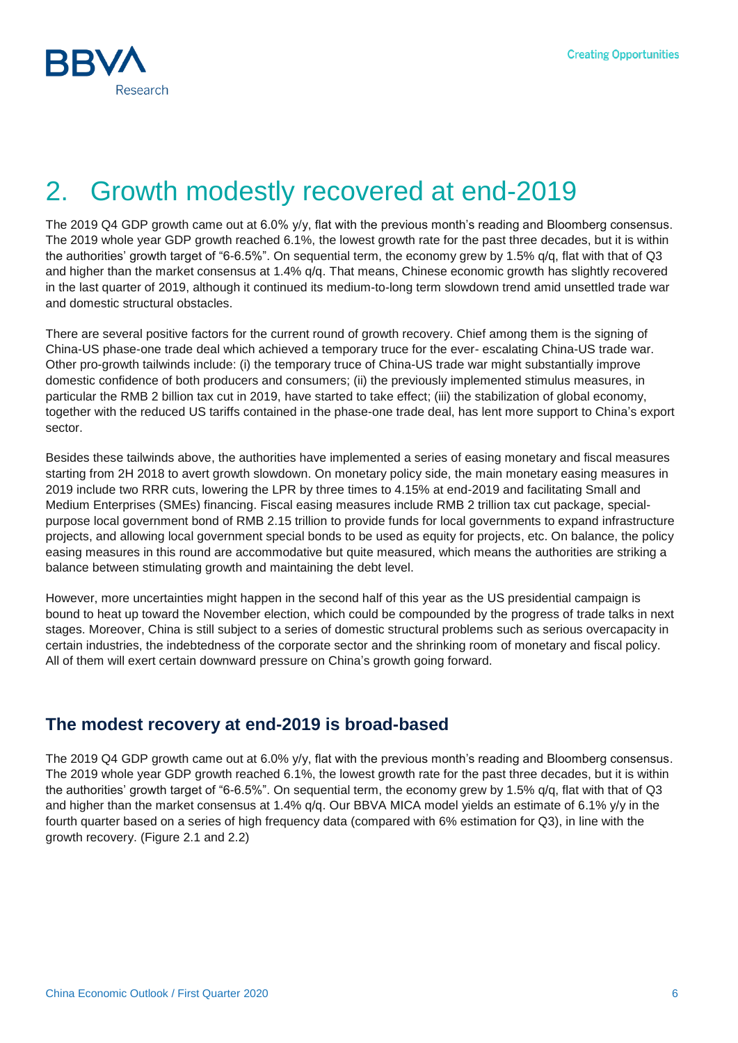# 2. Growth modestly recovered at end-2019

The 2019 Q4 GDP growth came out at 6.0% y/y, flat with the previous month's reading and Bloomberg consensus. The 2019 whole year GDP growth reached 6.1%, the lowest growth rate for the past three decades, but it is within the authorities' growth target of "6-6.5%". On sequential term, the economy grew by 1.5% q/q, flat with that of Q3 and higher than the market consensus at 1.4% q/q. That means, Chinese economic growth has slightly recovered in the last quarter of 2019, although it continued its medium-to-long term slowdown trend amid unsettled trade war and domestic structural obstacles.

There are several positive factors for the current round of growth recovery. Chief among them is the signing of China-US phase-one trade deal which achieved a temporary truce for the ever- escalating China-US trade war. Other pro-growth tailwinds include: (i) the temporary truce of China-US trade war might substantially improve domestic confidence of both producers and consumers; (ii) the previously implemented stimulus measures, in particular the RMB 2 billion tax cut in 2019, have started to take effect; (iii) the stabilization of global economy, together with the reduced US tariffs contained in the phase-one trade deal, has lent more support to China's export sector.

Besides these tailwinds above, the authorities have implemented a series of easing monetary and fiscal measures starting from 2H 2018 to avert growth slowdown. On monetary policy side, the main monetary easing measures in 2019 include two RRR cuts, lowering the LPR by three times to 4.15% at end-2019 and facilitating Small and Medium Enterprises (SMEs) financing. Fiscal easing measures include RMB 2 trillion tax cut package, special-purpose local government bond of RMB 2.15 trillion to provide funds for local governments to expand infrastructure projects, and allowing local government special bonds to be used as equity for projects, etc. On balance, the policy easing measures in this round are accommodative but quite measured, which means the authorities are striking a balance between stimulating growth and maintaining the debt level.

However, more uncertainties might happen in the second half of this year as the US presidential campaign is bound to heat up toward the November election, which could be compounded by the progress of trade talks in next stages. Moreover, China is still subject to a series of domestic structural problems such as serious overcapacity in certain industries, the indebtedness of the corporate sector and the shrinking room of monetary and fiscal policy. All of them will exert certain downward pressure on China's growth going forward.

## The modest recovery at end-2019 is broad-based

The 2019 Q4 GDP growth came out at 6.0% y/y, flat with the previous month's reading and Bloomberg consensus. The 2019 whole year GDP growth reached 6.1%, the lowest growth rate for the past three decades, but it is within the authorities' growth target of "6-6.5%". On sequential term, the economy grew by 1.5% q/q, flat with that of Q3 and higher than the market consensus at 1.4% q/q. Our BBVA MICA model yields an estimate of 6.1% y/y in the fourth quarter based on a series of high frequency data (compared with 6% estimation for Q3), in line with the growth recovery. (Figure 2.1 and 2.2)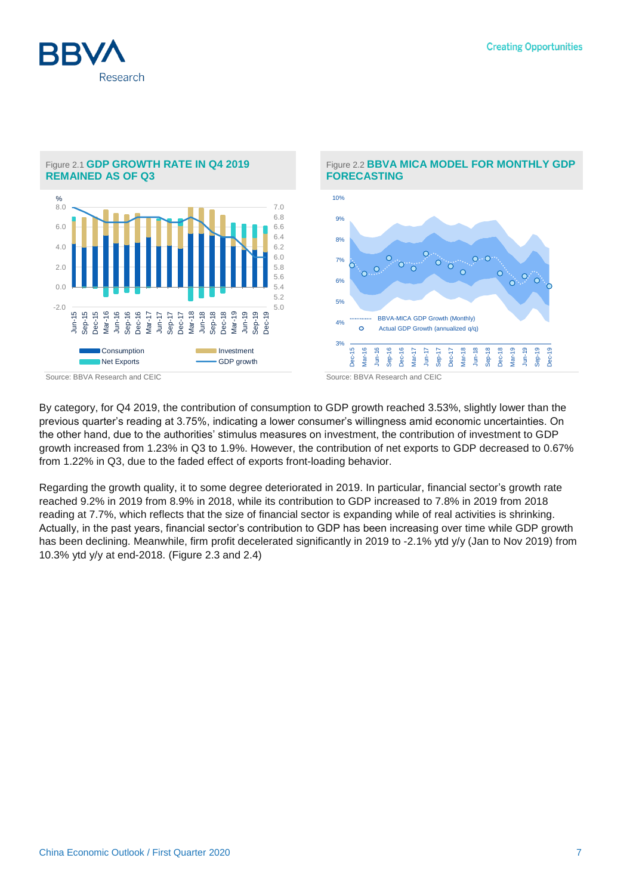Figure 2.1 **GDP GROWTH RATE IN Q4 2019 REMAINED AS OF Q3**

Source: BBVA Research and CEIC

Figure 2.2 **BBVA MICA MODEL FOR MONTHLY GDP FORECASTING**

Source: BBVA Research and CEIC

By category, for Q4 2019, the contribution of consumption to GDP growth reached 3.53%, slightly lower than the previous quarter's reading at 3.75%, indicating a lower consumer's willingness amid economic uncertainties. On the other hand, due to the authorities' stimulus measures on investment, the contribution of investment to GDP growth increased from 1.23% in Q3 to 1.9%. However, the contribution of net exports to GDP decreased to 0.67% from 1.22% in Q3, due to the faded effect of exports front-loading behavior.

Regarding the growth quality, it to some degree deteriorated in 2019. In particular, financial sector's growth rate reached 9.2% in 2019 from 8.9% in 2018, while its contribution to GDP increased to 7.8% in 2019 from 2018 reading at 7.7%, which reflects that the size of financial sector is expanding while of real activities is shrinking. Actually, in the past years, financial sector's contribution to GDP has been increasing over time while GDP growth has been declining. Meanwhile, firm profit decelerated significantly in 2019 to -2.1% ytd y/y (Jan to Nov 2019) from 10.3% ytd y/y at end-2018. (Figure 2.3 and 2.4)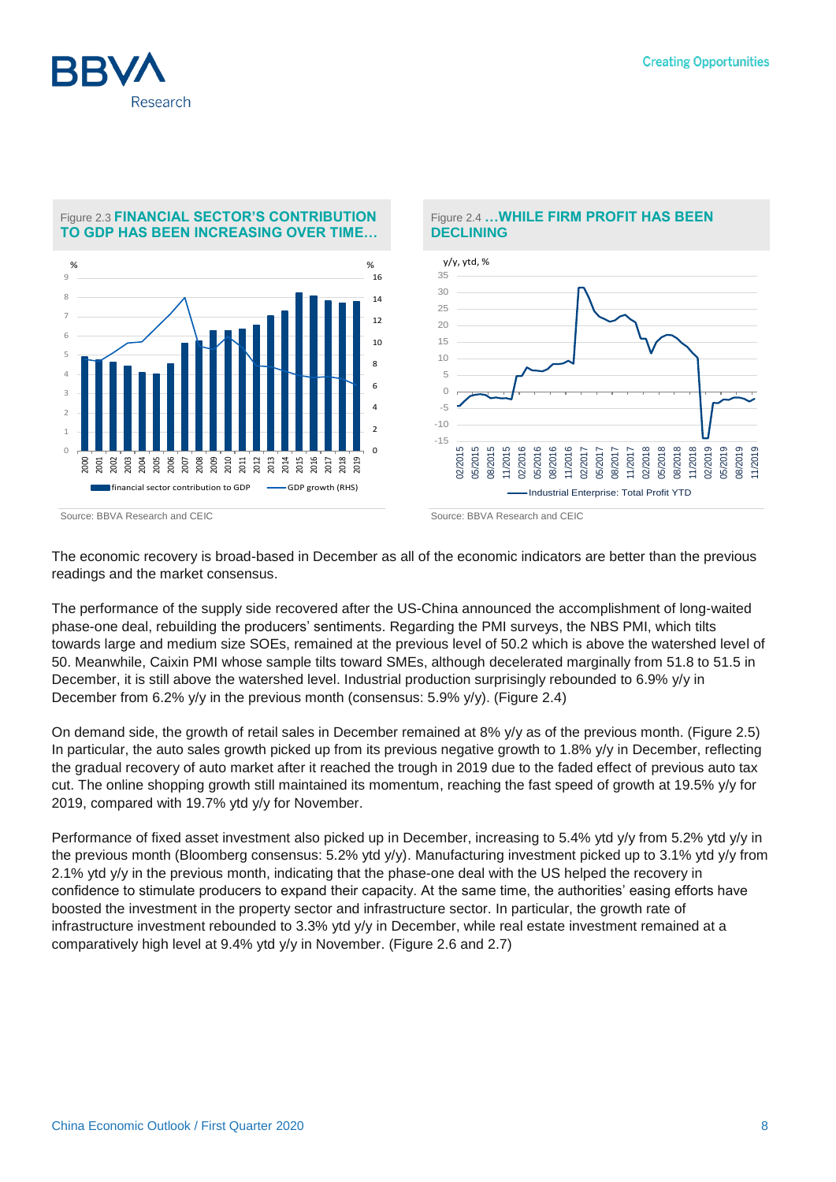Figure 2.3 **FINANCIAL SECTOR'S CONTRIBUTION TO GDP HAS BEEN INCREASING OVER TIME…**

Source: BBVA Research and CEIC

Figure 2.4 **…WHILE FIRM PROFIT HAS BEEN DECLINING**

Source: BBVA Research and CEIC

The economic recovery is broad-based in December as all of the economic indicators are better than the previous readings and the market consensus.

The performance of the supply side recovered after the US-China announced the accomplishment of long-waited phase-one deal, rebuilding the producers' sentiments. Regarding the PMI surveys, the NBS PMI, which tilts towards large and medium size SOEs, remained at the previous level of 50.2 which is above the watershed level of 50. Meanwhile, Caixin PMI whose sample tilts toward SMEs, although decelerated marginally from 51.8 to 51.5 in December, it is still above the watershed level. Industrial production surprisingly rebounded to 6.9% y/y in December from 6.2% y/y in the previous month (consensus: 5.9% y/y). (Figure 2.4)

On demand side, the growth of retail sales in December remained at 8% y/y as of the previous month. (Figure 2.5) In particular, the auto sales growth picked up from its previous negative growth to 1.8% y/y in December, reflecting the gradual recovery of auto market after it reached the trough in 2019 due to the faded effect of previous auto tax cut. The online shopping growth still maintained its momentum, reaching the fast speed of growth at 19.5% y/y for 2019, compared with 19.7% ytd y/y for November.

Performance of fixed asset investment also picked up in December, increasing to 5.4% ytd y/y from 5.2% ytd y/y in the previous month (Bloomberg consensus: 5.2% ytd y/y). Manufacturing investment picked up to 3.1% ytd y/y from 2.1% ytd y/y in the previous month, indicating that the phase-one deal with the US helped the recovery in confidence to stimulate producers to expand their capacity. At the same time, the authorities' easing efforts have boosted the investment in the property sector and infrastructure sector. In particular, the growth rate of infrastructure investment rebounded to 3.3% ytd y/y in December, while real estate investment remained at a comparatively high level at 9.4% ytd y/y in November. (Figure 2.6 and 2.7)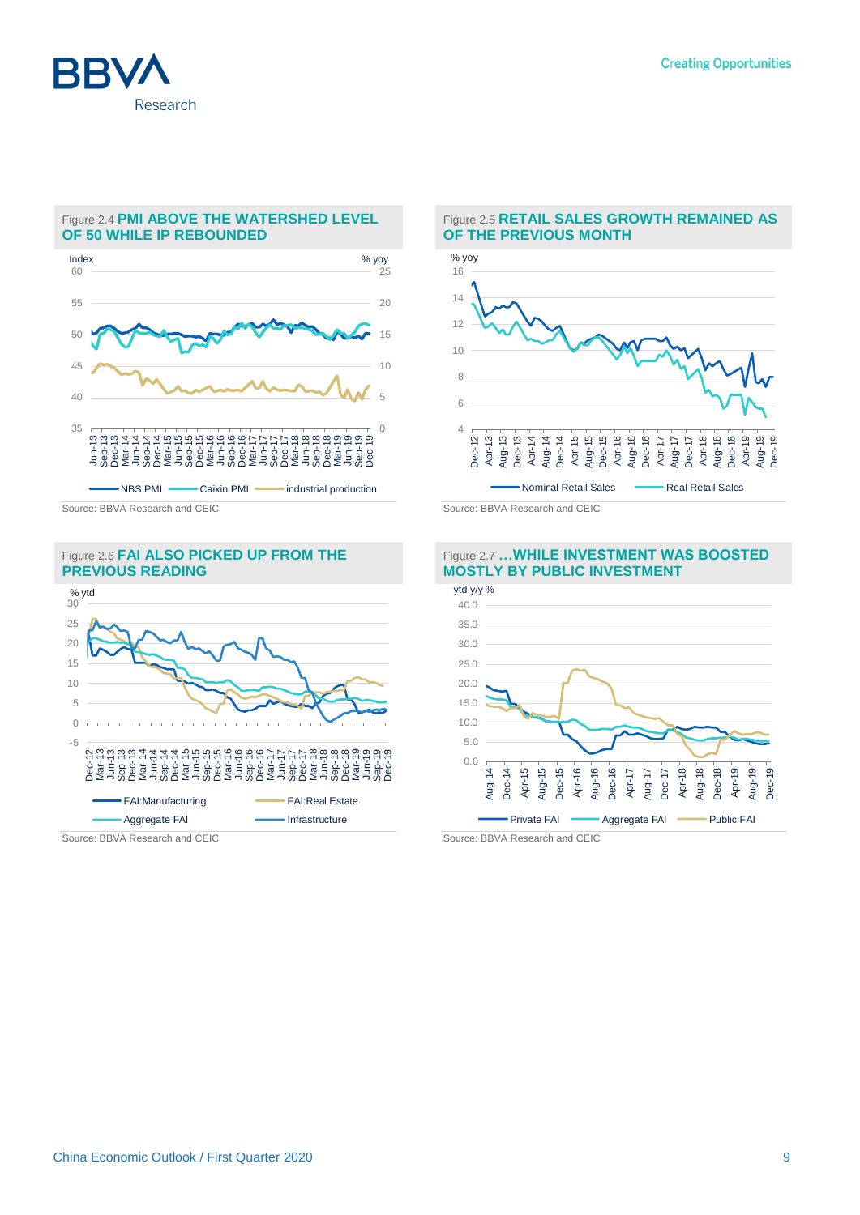Figure 2.4 **PMI ABOVE THE WATERSHED LEVEL OF 50 WHILE IP REBOUNDED**

Source: BBVA Research and CEIC

Figure 2.5 **RETAIL SALES GROWTH REMAINED AS OF THE PREVIOUS MONTH**

Source: BBVA Research and CEIC

Figure 2.6 **FAI ALSO PICKED UP FROM THE PREVIOUS READING**

Source: BBVA Research and CEIC

Figure 2.7 **…WHILE INVESTMENT WAS BOOSTED MOSTLY BY PUBLIC INVESTMENT**

Source: BBVA Research and CEIC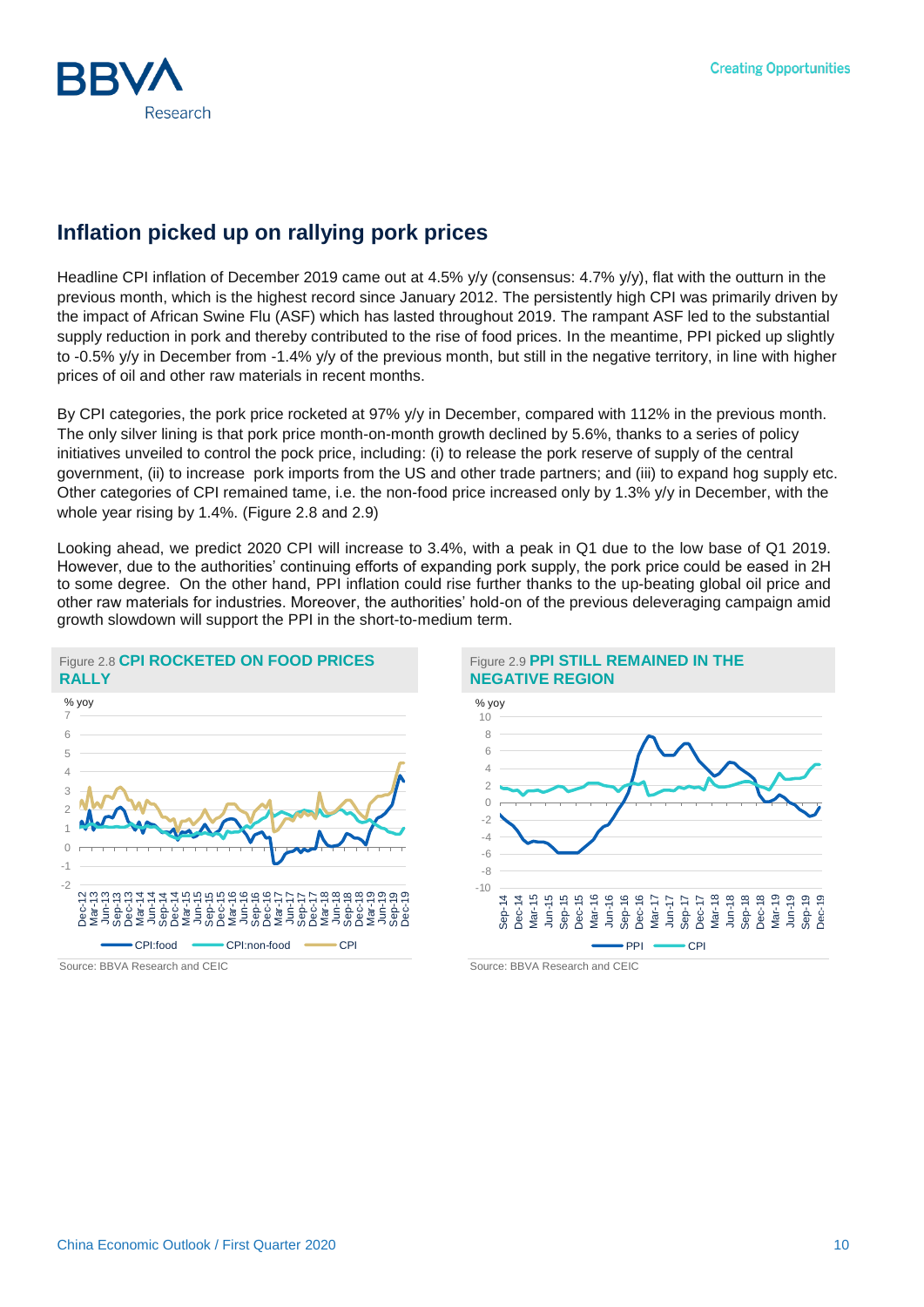## Inflation picked up on rallying pork prices

Headline CPI inflation of December 2019 came out at 4.5% y/y (consensus: 4.7% y/y), flat with the outturn in the previous month, which is the highest record since January 2012. The persistently high CPI was primarily driven by the impact of African Swine Flu (ASF) which has lasted throughout 2019. The rampant ASF led to the substantial supply reduction in pork and thereby contributed to the rise of food prices. In the meantime, PPI picked up slightly to -0.5% y/y in December from -1.4% y/y of the previous month, but still in the negative territory, in line with higher prices of oil and other raw materials in recent months.

By CPI categories, the pork price rocketed at 97% y/y in December, compared with 112% in the previous month. The only silver lining is that pork price month-on-month growth declined by 5.6%, thanks to a series of policy initiatives unveiled to control the pock price, including: (i) to release the pork reserve of supply of the central government, (ii) to increase pork imports from the US and other trade partners; and (iii) to expand hog supply etc. Other categories of CPI remained tame, i.e. the non-food price increased only by 1.3% y/y in December, with the whole year rising by 1.4%. (Figure 2.8 and 2.9)

Looking ahead, we predict 2020 CPI will increase to 3.4%, with a peak in Q1 due to the low base of Q1 2019. However, due to the authorities' continuing efforts of expanding pork supply, the pork price could be eased in 2H to some degree. On the other hand, PPI inflation could rise further thanks to the up-beating global oil price and other raw materials for industries. Moreover, the authorities' hold-on of the previous deleveraging campaign amid growth slowdown will support the PPI in the short-to-medium term.

Figure 2.8 **CPI ROCKETED ON FOOD PRICES RALLY**

Source: BBVA Research and CEIC

Figure 2.9 **PPI STILL REMAINED IN THE NEGATIVE REGION**

Source: BBVA Research and CEIC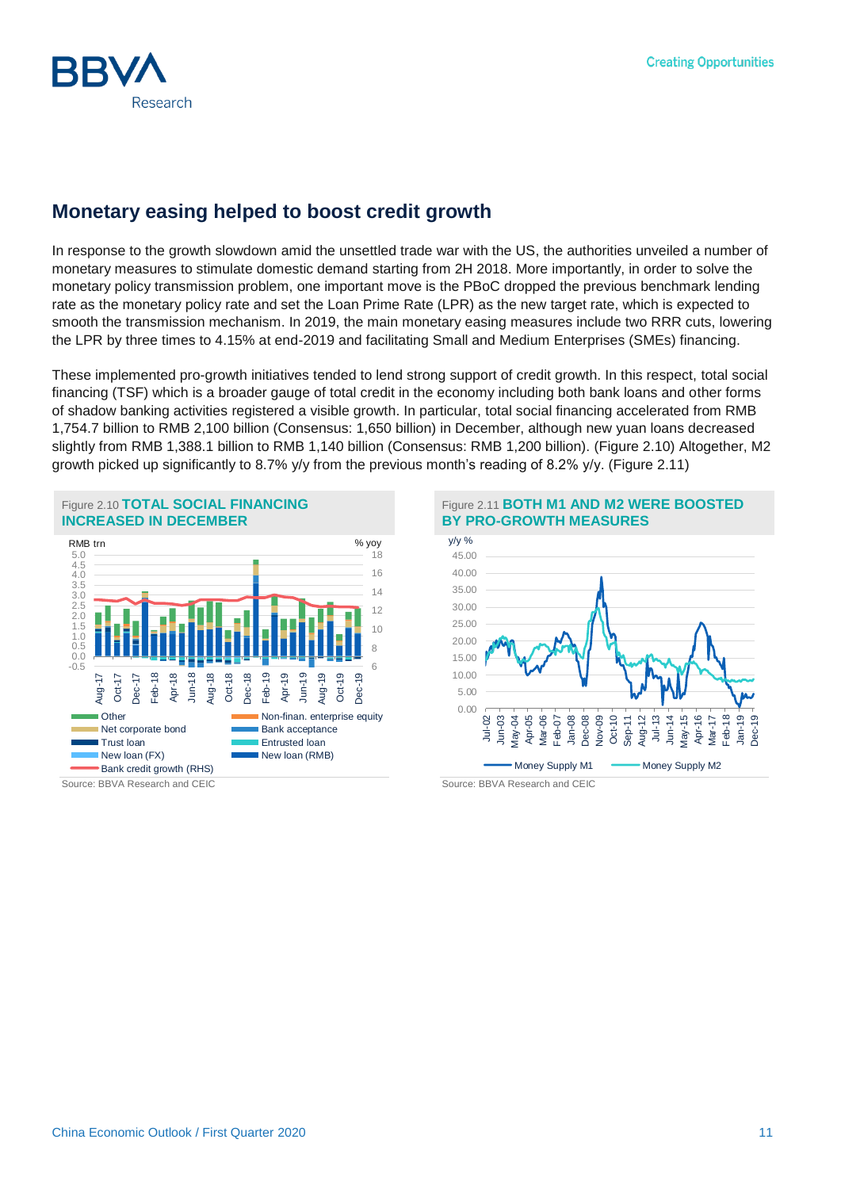## Monetary easing helped to boost credit growth

In response to the growth slowdown amid the unsettled trade war with the US, the authorities unveiled a number of monetary measures to stimulate domestic demand starting from 2H 2018. More importantly, in order to solve the monetary policy transmission problem, one important move is the PBoC dropped the previous benchmark lending rate as the monetary policy rate and set the Loan Prime Rate (LPR) as the new target rate, which is expected to smooth the transmission mechanism. In 2019, the main monetary easing measures include two RRR cuts, lowering the LPR by three times to 4.15% at end-2019 and facilitating Small and Medium Enterprises (SMEs) financing.

These implemented pro-growth initiatives tended to lend strong support of credit growth. In this respect, total social financing (TSF) which is a broader gauge of total credit in the economy including both bank loans and other forms of shadow banking activities registered a visible growth. In particular, total social financing accelerated from RMB 1,754.7 billion to RMB 2,100 billion (Consensus: 1,650 billion) in December, although new yuan loans decreased slightly from RMB 1,388.1 billion to RMB 1,140 billion (Consensus: RMB 1,200 billion). (Figure 2.10) Altogether, M2 growth picked up significantly to 8.7% y/y from the previous month's reading of 8.2% y/y. (Figure 2.11)

Figure 2.10 **TOTAL SOCIAL FINANCING INCREASED IN DECEMBER**

Source: BBVA Research and CEIC

Figure 2.11 **BOTH M1 AND M2 WERE BOOSTED BY PRO-GROWTH MEASURES**

Source: BBVA Research and CEIC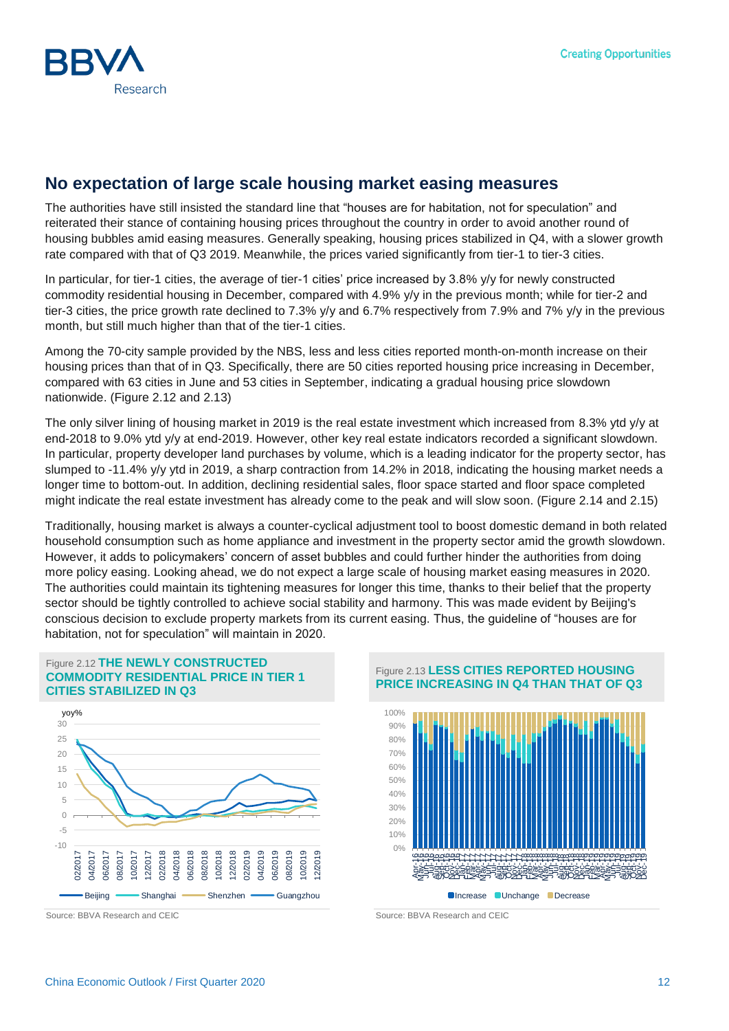## No expectation of large scale housing market easing measures

The authorities have still insisted the standard line that "houses are for habitation, not for speculation" and reiterated their stance of containing housing prices throughout the country in order to avoid another round of housing bubbles amid easing measures. Generally speaking, housing prices stabilized in Q4, with a slower growth rate compared with that of Q3 2019. Meanwhile, the prices varied significantly from tier-1 to tier-3 cities.

In particular, for tier-1 cities, the average of tier-1 cities' price increased by 3.8% y/y for newly constructed commodity residential housing in December, compared with 4.9% y/y in the previous month; while for tier-2 and tier-3 cities, the price growth rate declined to 7.3% y/y and 6.7% respectively from 7.9% and 7% y/y in the previous month, but still much higher than that of the tier-1 cities.

Among the 70-city sample provided by the NBS, less and less cities reported month-on-month increase on their housing prices than that of in Q3. Specifically, there are 50 cities reported housing price increasing in December, compared with 63 cities in June and 53 cities in September, indicating a gradual housing price slowdown nationwide. (Figure 2.12 and 2.13)

The only silver lining of housing market in 2019 is the real estate investment which increased from 8.3% ytd y/y at end-2018 to 9.0% ytd y/y at end-2019. However, other key real estate indicators recorded a significant slowdown. In particular, property developer land purchases by volume, which is a leading indicator for the property sector, has slumped to -11.4% y/y ytd in 2019, a sharp contraction from 14.2% in 2018, indicating the housing market needs a longer time to bottom-out. In addition, declining residential sales, floor space started and floor space completed might indicate the real estate investment has already come to the peak and will slow soon. (Figure 2.14 and 2.15)

Traditionally, housing market is always a counter-cyclical adjustment tool to boost domestic demand in both related household consumption such as home appliance and investment in the property sector amid the growth slowdown. However, it adds to policymakers' concern of asset bubbles and could further hinder the authorities from doing more policy easing. Looking ahead, we do not expect a large scale of housing market easing measures in 2020. The authorities could maintain its tightening measures for longer this time, thanks to their belief that the property sector should be tightly controlled to achieve social stability and harmony. This was made evident by Beijing's conscious decision to exclude property markets from its current easing. Thus, the guideline of "houses are for habitation, not for speculation" will maintain in 2020.

Figure 2.12 **THE NEWLY CONSTRUCTED COMMODITY RESIDENTIAL PRICE IN TIER 1 CITIES STABILIZED IN Q3**

Source: BBVA Research and CEIC

Figure 2.13 **LESS CITIES REPORTED HOUSING PRICE INCREASING IN Q4 THAN THAT OF Q3**

Source: BBVA Research and CEIC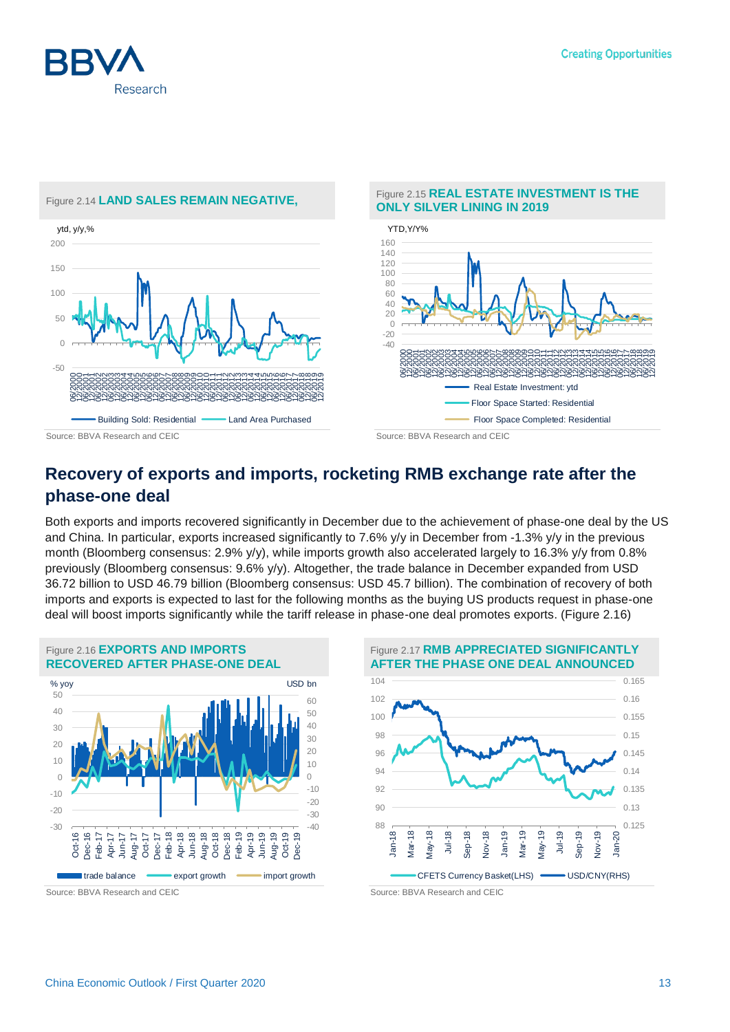Figure 2.14 **LAND SALES REMAIN NEGATIVE,**

Source: BBVA Research and CEIC

Figure 2.15 **REAL ESTATE INVESTMENT IS THE ONLY SILVER LINING IN 2019**

Source: BBVA Research and CEIC

## Recovery of exports and imports, rocketing RMB exchange rate after the phase-one deal

Both exports and imports recovered significantly in December due to the achievement of phase-one deal by the US and China. In particular, exports increased significantly to 7.6% y/y in December from -1.3% y/y in the previous month (Bloomberg consensus: 2.9% y/y), while imports growth also accelerated largely to 16.3% y/y from 0.8% previously (Bloomberg consensus: 9.6% y/y). Altogether, the trade balance in December expanded from USD 36.72 billion to USD 46.79 billion (Bloomberg consensus: USD 45.7 billion). The combination of recovery of both imports and exports is expected to last for the following months as the buying US products request in phase-one deal will boost imports significantly while the tariff release in phase-one deal promotes exports. (Figure 2.16)

Figure 2.16 **EXPORTS AND IMPORTS RECOVERED AFTER PHASE-ONE DEAL**

Source: BBVA Research and CEIC

Figure 2.17 **RMB APPRECIATED SIGNIFICANTLY AFTER THE PHASE ONE DEAL ANNOUNCED**

Source: BBVA Research and CEIC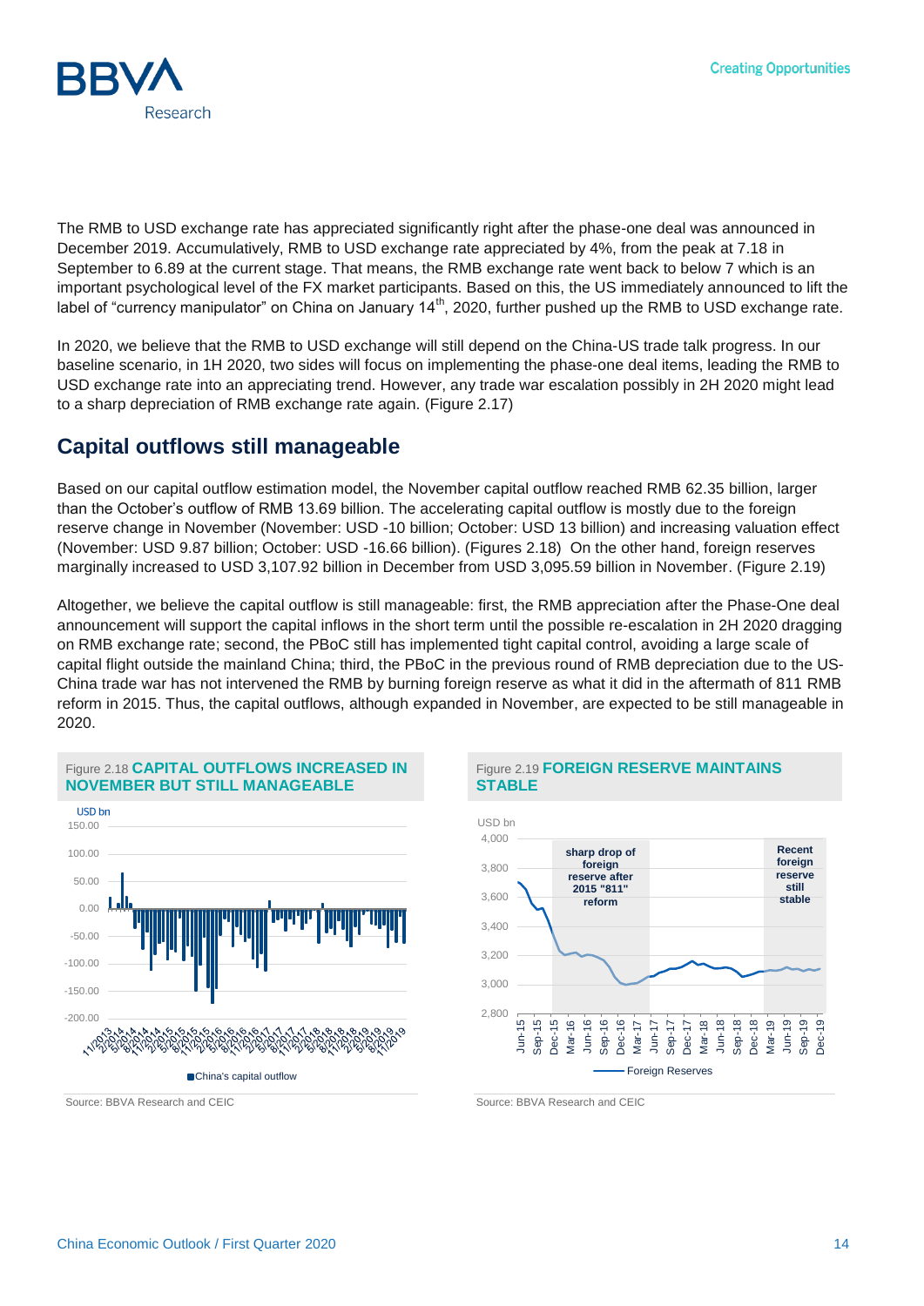The RMB to USD exchange rate has appreciated significantly right after the phase-one deal was announced in December 2019. Accumulatively, RMB to USD exchange rate appreciated by 4%, from the peak at 7.18 in September to 6.89 at the current stage. That means, the RMB exchange rate went back to below 7 which is an important psychological level of the FX market participants. Based on this, the US immediately announced to lift the label of "currency manipulator" on China on January 14th, 2020, further pushed up the RMB to USD exchange rate.

In 2020, we believe that the RMB to USD exchange will still depend on the China-US trade talk progress. In our baseline scenario, in 1H 2020, two sides will focus on implementing the phase-one deal items, leading the RMB to USD exchange rate into an appreciating trend. However, any trade war escalation possibly in 2H 2020 might lead to a sharp depreciation of RMB exchange rate again. (Figure 2.17)

## Capital outflows still manageable

Based on our capital outflow estimation model, the November capital outflow reached RMB 62.35 billion, larger than the October's outflow of RMB 13.69 billion. The accelerating capital outflow is mostly due to the foreign reserve change in November (November: USD -10 billion; October: USD 13 billion) and increasing valuation effect (November: USD 9.87 billion; October: USD -16.66 billion). (Figures 2.18) On the other hand, foreign reserves marginally increased to USD 3,107.92 billion in December from USD 3,095.59 billion in November. (Figure 2.19)

Altogether, we believe the capital outflow is still manageable: first, the RMB appreciation after the Phase-One deal announcement will support the capital inflows in the short term until the possible re-escalation in 2H 2020 dragging on RMB exchange rate; second, the PBoC still has implemented tight capital control, avoiding a large scale of capital flight outside the mainland China; third, the PBoC in the previous round of RMB depreciation due to the US-China trade war has not intervened the RMB by burning foreign reserve as what it did in the aftermath of 811 RMB reform in 2015. Thus, the capital outflows, although expanded in November, are expected to be still manageable in 2020.

Figure 2.18 **CAPITAL OUTFLOWS INCREASED IN NOVEMBER BUT STILL MANAGEABLE**

Source: BBVA Research and CEIC

Figure 2.19 **FOREIGN RESERVE MAINTAINS STABLE**

Source: BBVA Research and CEIC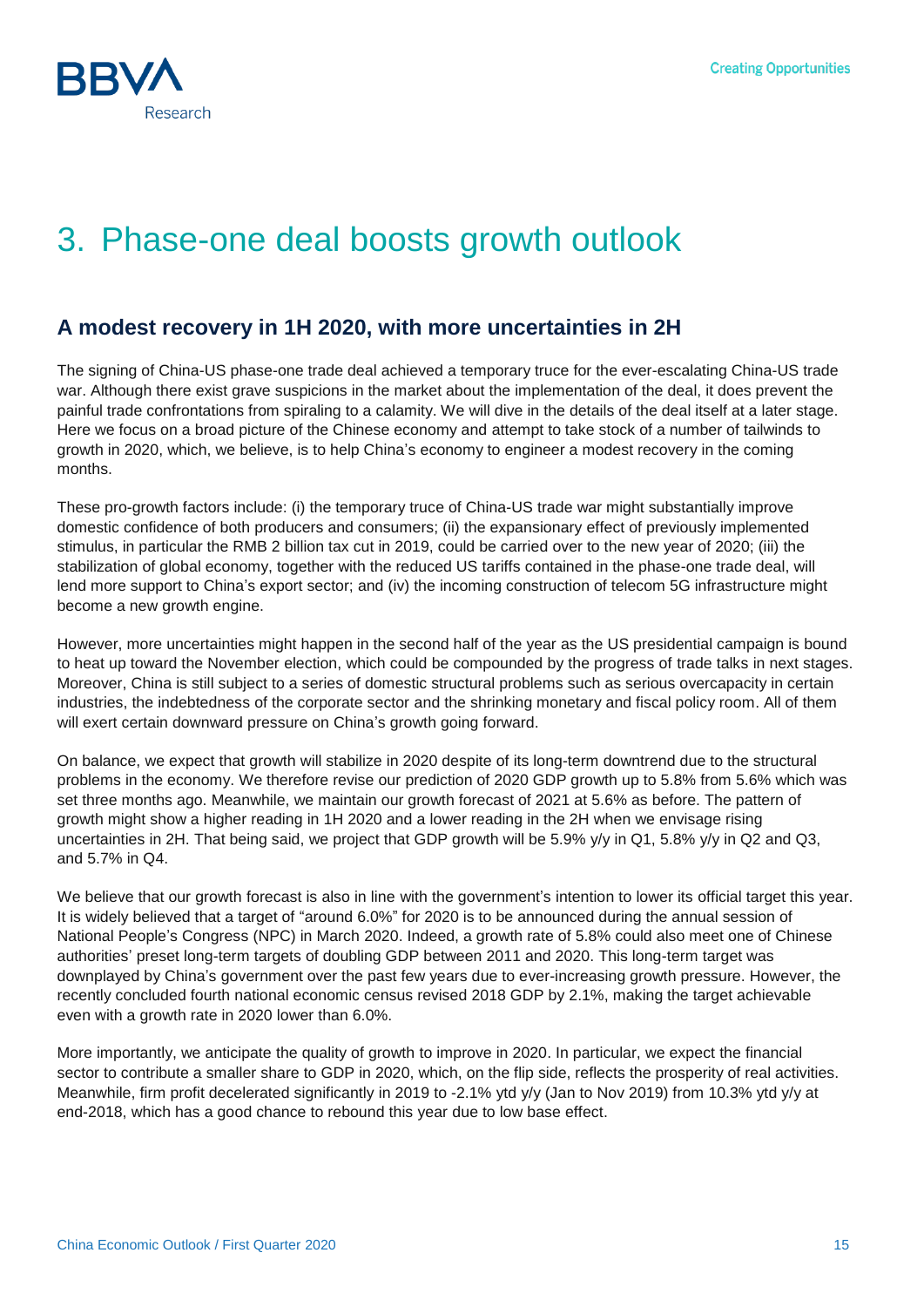# 3. Phase-one deal boosts growth outlook

## A modest recovery in 1H 2020, with more uncertainties in 2H

The signing of China-US phase-one trade deal achieved a temporary truce for the ever-escalating China-US trade war. Although there exist grave suspicions in the market about the implementation of the deal, it does prevent the painful trade confrontations from spiraling to a calamity. We will dive in the details of the deal itself at a later stage. Here we focus on a broad picture of the Chinese economy and attempt to take stock of a number of tailwinds to growth in 2020, which, we believe, is to help China's economy to engineer a modest recovery in the coming months.

These pro-growth factors include: (i) the temporary truce of China-US trade war might substantially improve domestic confidence of both producers and consumers; (ii) the expansionary effect of previously implemented stimulus, in particular the RMB 2 billion tax cut in 2019, could be carried over to the new year of 2020; (iii) the stabilization of global economy, together with the reduced US tariffs contained in the phase-one trade deal, will lend more support to China's export sector; and (iv) the incoming construction of telecom 5G infrastructure might become a new growth engine.

However, more uncertainties might happen in the second half of the year as the US presidential campaign is bound to heat up toward the November election, which could be compounded by the progress of trade talks in next stages. Moreover, China is still subject to a series of domestic structural problems such as serious overcapacity in certain industries, the indebtedness of the corporate sector and the shrinking monetary and fiscal policy room. All of them will exert certain downward pressure on China's growth going forward.

On balance, we expect that growth will stabilize in 2020 despite of its long-term downtrend due to the structural problems in the economy. We therefore revise our prediction of 2020 GDP growth up to 5.8% from 5.6% which was set three months ago. Meanwhile, we maintain our growth forecast of 2021 at 5.6% as before. The pattern of growth might show a higher reading in 1H 2020 and a lower reading in the 2H when we envisage rising uncertainties in 2H. That being said, we project that GDP growth will be 5.9% y/y in Q1, 5.8% y/y in Q2 and Q3, and 5.7% in Q4.

We believe that our growth forecast is also in line with the government's intention to lower its official target this year. It is widely believed that a target of "around 6.0%" for 2020 is to be announced during the annual session of National People's Congress (NPC) in March 2020. Indeed, a growth rate of 5.8% could also meet one of Chinese authorities' preset long-term targets of doubling GDP between 2011 and 2020. This long-term target was downplayed by China's government over the past few years due to ever-increasing growth pressure. However, the recently concluded fourth national economic census revised 2018 GDP by 2.1%, making the target achievable even with a growth rate in 2020 lower than 6.0%.

More importantly, we anticipate the quality of growth to improve in 2020. In particular, we expect the financial sector to contribute a smaller share to GDP in 2020, which, on the flip side, reflects the prosperity of real activities. Meanwhile, firm profit decelerated significantly in 2019 to -2.1% ytd y/y (Jan to Nov 2019) from 10.3% ytd y/y at end-2018, which has a good chance to rebound this year due to low base effect.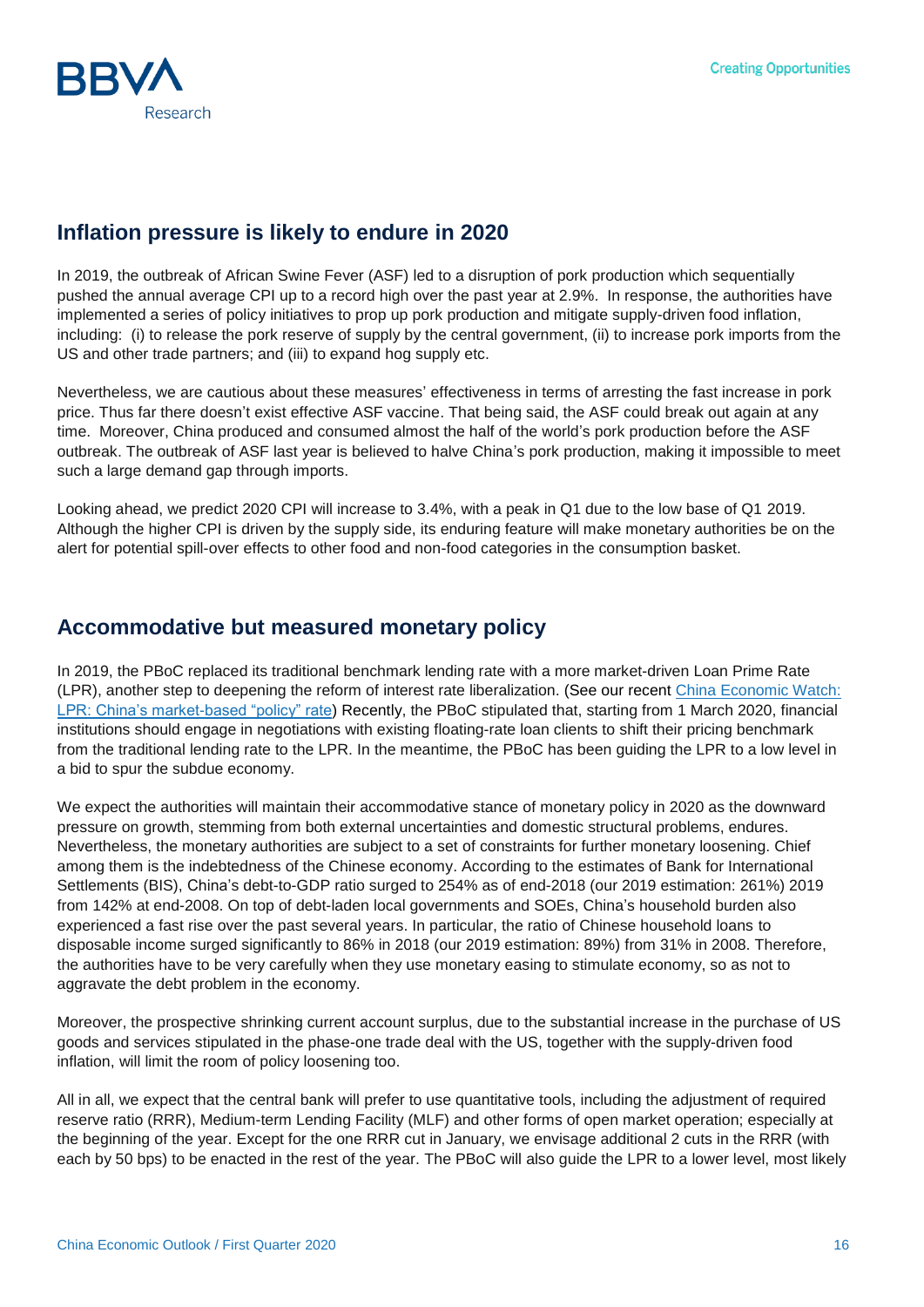## Inflation pressure is likely to endure in 2020

In 2019, the outbreak of African Swine Fever (ASF) led to a disruption of pork production which sequentially pushed the annual average CPI up to a record high over the past year at 2.9%. In response, the authorities have implemented a series of policy initiatives to prop up pork production and mitigate supply-driven food inflation, including: (i) to release the pork reserve of supply by the central government, (ii) to increase pork imports from the US and other trade partners; and (iii) to expand hog supply etc.

Nevertheless, we are cautious about these measures' effectiveness in terms of arresting the fast increase in pork price. Thus far there doesn't exist effective ASF vaccine. That being said, the ASF could break out again at any time. Moreover, China produced and consumed almost the half of the world's pork production before the ASF outbreak. The outbreak of ASF last year is believed to halve China's pork production, making it impossible to meet such a large demand gap through imports.

Looking ahead, we predict 2020 CPI will increase to 3.4%, with a peak in Q1 due to the low base of Q1 2019. Although the higher CPI is driven by the supply side, its enduring feature will make monetary authorities be on the alert for potential spill-over effects to other food and non-food categories in the consumption basket.

## Accommodative but measured monetary policy

In 2019, the PBoC replaced its traditional benchmark lending rate with a more market-driven Loan Prime Rate (LPR), another step to deepening the reform of interest rate liberalization. (See our recent China Economic Watch: LPR: China's market-based "policy" rate) Recently, the PBoC stipulated that, starting from 1 March 2020, financial institutions should engage in negotiations with existing floating-rate loan clients to shift their pricing benchmark from the traditional lending rate to the LPR. In the meantime, the PBoC has been guiding the LPR to a low level in a bid to spur the subdue economy.

We expect the authorities will maintain their accommodative stance of monetary policy in 2020 as the downward pressure on growth, stemming from both external uncertainties and domestic structural problems, endures. Nevertheless, the monetary authorities are subject to a set of constraints for further monetary loosening. Chief among them is the indebtedness of the Chinese economy. According to the estimates of Bank for International Settlements (BIS), China's debt-to-GDP ratio surged to 254% as of end-2018 (our 2019 estimation: 261%) 2019 from 142% at end-2008. On top of debt-laden local governments and SOEs, China's household burden also experienced a fast rise over the past several years. In particular, the ratio of Chinese household loans to disposable income surged significantly to 86% in 2018 (our 2019 estimation: 89%) from 31% in 2008. Therefore, the authorities have to be very carefully when they use monetary easing to stimulate economy, so as not to aggravate the debt problem in the economy.

Moreover, the prospective shrinking current account surplus, due to the substantial increase in the purchase of US goods and services stipulated in the phase-one trade deal with the US, together with the supply-driven food inflation, will limit the room of policy loosening too.

All in all, we expect that the central bank will prefer to use quantitative tools, including the adjustment of required reserve ratio (RRR), Medium-term Lending Facility (MLF) and other forms of open market operation; especially at the beginning of the year. Except for the one RRR cut in January, we envisage additional 2 cuts in the RRR (with each by 50 bps) to be enacted in the rest of the year. The PBoC will also guide the LPR to a lower level, most likely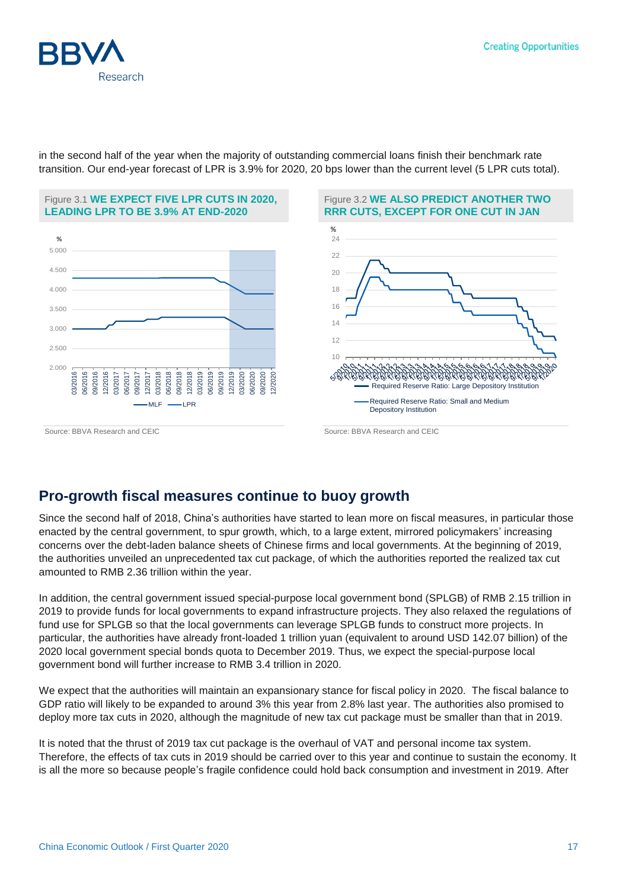in the second half of the year when the majority of outstanding commercial loans finish their benchmark rate transition. Our end-year forecast of LPR is 3.9% for 2020, 20 bps lower than the current level (5 LPR cuts total).

Figure 3.1 **WE EXPECT FIVE LPR CUTS IN 2020, LEADING LPR TO BE 3.9% AT END-2020**

Source: BBVA Research and CEIC

Figure 3.2 **WE ALSO PREDICT ANOTHER TWO RRR CUTS, EXCEPT FOR ONE CUT IN JAN**

Source: BBVA Research and CEIC

## Pro-growth fiscal measures continue to buoy growth

Since the second half of 2018, China's authorities have started to lean more on fiscal measures, in particular those enacted by the central government, to spur growth, which, to a large extent, mirrored policymakers' increasing concerns over the debt-laden balance sheets of Chinese firms and local governments. At the beginning of 2019, the authorities unveiled an unprecedented tax cut package, of which the authorities reported the realized tax cut amounted to RMB 2.36 trillion within the year.

In addition, the central government issued special-purpose local government bond (SPLGB) of RMB 2.15 trillion in 2019 to provide funds for local governments to expand infrastructure projects. They also relaxed the regulations of fund use for SPLGB so that the local governments can leverage SPLGB funds to construct more projects. In particular, the authorities have already front-loaded 1 trillion yuan (equivalent to around USD 142.07 billion) of the 2020 local government special bonds quota to December 2019. Thus, we expect the special-purpose local government bond will further increase to RMB 3.4 trillion in 2020.

We expect that the authorities will maintain an expansionary stance for fiscal policy in 2020. The fiscal balance to GDP ratio will likely to be expanded to around 3% this year from 2.8% last year. The authorities also promised to deploy more tax cuts in 2020, although the magnitude of new tax cut package must be smaller than that in 2019.

It is noted that the thrust of 2019 tax cut package is the overhaul of VAT and personal income tax system. Therefore, the effects of tax cuts in 2019 should be carried over to this year and continue to sustain the economy. It is all the more so because people's fragile confidence could hold back consumption and investment in 2019. After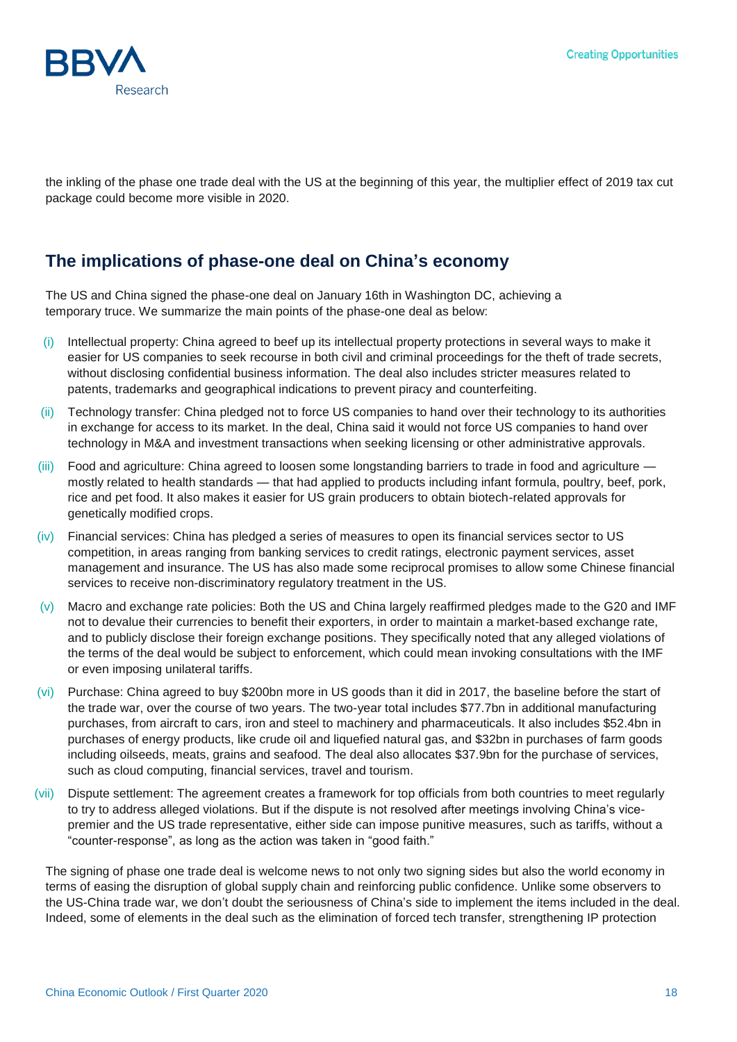the inkling of the phase one trade deal with the US at the beginning of this year, the multiplier effect of 2019 tax cut package could become more visible in 2020.

## The implications of phase-one deal on China's economy

The US and China signed the phase-one deal on January 16th in Washington DC, achieving a temporary truce. We summarize the main points of the phase-one deal as below:

(i) Intellectual property: China agreed to beef up its intellectual property protections in several ways to make it easier for US companies to seek recourse in both civil and criminal proceedings for the theft of trade secrets, without disclosing confidential business information. The deal also includes stricter measures related to patents, trademarks and geographical indications to prevent piracy and counterfeiting.

(ii) Technology transfer: China pledged not to force US companies to hand over their technology to its authorities in exchange for access to its market. In the deal, China said it would not force US companies to hand over technology in M&A and investment transactions when seeking licensing or other administrative approvals.

(iii) Food and agriculture: China agreed to loosen some longstanding barriers to trade in food and agriculture — mostly related to health standards — that had applied to products including infant formula, poultry, beef, pork, rice and pet food. It also makes it easier for US grain producers to obtain biotech-related approvals for genetically modified crops.

(iv) Financial services: China has pledged a series of measures to open its financial services sector to US competition, in areas ranging from banking services to credit ratings, electronic payment services, asset management and insurance. The US has also made some reciprocal promises to allow some Chinese financial services to receive non-discriminatory regulatory treatment in the US.

(v) Macro and exchange rate policies: Both the US and China largely reaffirmed pledges made to the G20 and IMF not to devalue their currencies to benefit their exporters, in order to maintain a market-based exchange rate, and to publicly disclose their foreign exchange positions. They specifically noted that any alleged violations of the terms of the deal would be subject to enforcement, which could mean invoking consultations with the IMF or even imposing unilateral tariffs.

(vi) Purchase: China agreed to buy $200bn more in US goods than it did in 2017, the baseline before the start of the trade war, over the course of two years. The two-year total includes $77.7bn in additional manufacturing purchases, from aircraft to cars, iron and steel to machinery and pharmaceuticals. It also includes $52.4bn in purchases of energy products, like crude oil and liquefied natural gas, and $32bn in purchases of farm goods including oilseeds, meats, grains and seafood. The deal also allocates $37.9bn for the purchase of services, such as cloud computing, financial services, travel and tourism.

(vii) Dispute settlement: The agreement creates a framework for top officials from both countries to meet regularly to try to address alleged violations. But if the dispute is not resolved after meetings involving China's vice-premier and the US trade representative, either side can impose punitive measures, such as tariffs, without a "counter-response", as long as the action was taken in "good faith."

The signing of phase one trade deal is welcome news to not only two signing sides but also the world economy in terms of easing the disruption of global supply chain and reinforcing public confidence. Unlike some observers to the US-China trade war, we don't doubt the seriousness of China's side to implement the items included in the deal. Indeed, some of elements in the deal such as the elimination of forced tech transfer, strengthening IP protection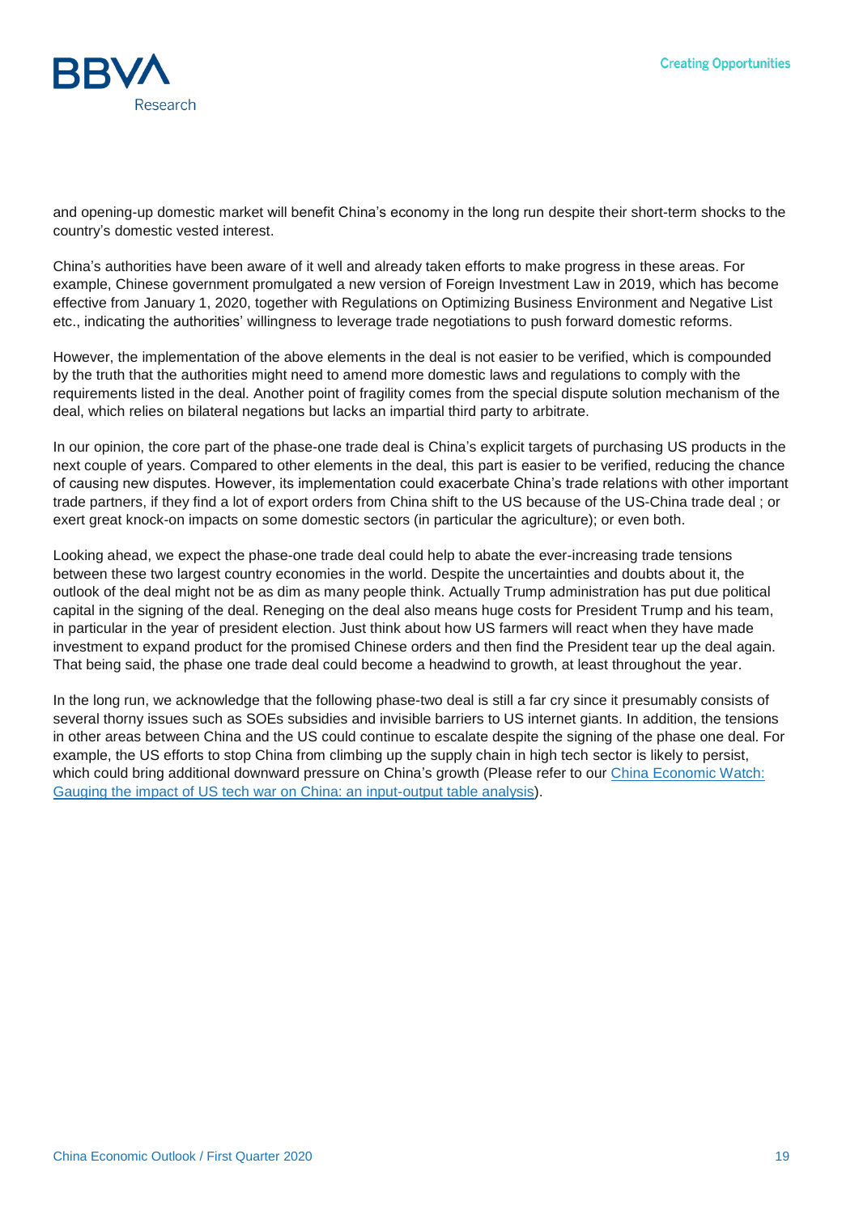and opening-up domestic market will benefit China's economy in the long run despite their short-term shocks to the country's domestic vested interest.

China's authorities have been aware of it well and already taken efforts to make progress in these areas. For example, Chinese government promulgated a new version of Foreign Investment Law in 2019, which has become effective from January 1, 2020, together with Regulations on Optimizing Business Environment and Negative List etc., indicating the authorities' willingness to leverage trade negotiations to push forward domestic reforms.

However, the implementation of the above elements in the deal is not easier to be verified, which is compounded by the truth that the authorities might need to amend more domestic laws and regulations to comply with the requirements listed in the deal. Another point of fragility comes from the special dispute solution mechanism of the deal, which relies on bilateral negations but lacks an impartial third party to arbitrate.

In our opinion, the core part of the phase-one trade deal is China's explicit targets of purchasing US products in the next couple of years. Compared to other elements in the deal, this part is easier to be verified, reducing the chance of causing new disputes. However, its implementation could exacerbate China's trade relations with other important trade partners, if they find a lot of export orders from China shift to the US because of the US-China trade deal ; or exert great knock-on impacts on some domestic sectors (in particular the agriculture); or even both.

Looking ahead, we expect the phase-one trade deal could help to abate the ever-increasing trade tensions between these two largest country economies in the world. Despite the uncertainties and doubts about it, the outlook of the deal might not be as dim as many people think. Actually Trump administration has put due political capital in the signing of the deal. Reneging on the deal also means huge costs for President Trump and his team, in particular in the year of president election. Just think about how US farmers will react when they have made investment to expand product for the promised Chinese orders and then find the President tear up the deal again. That being said, the phase one trade deal could become a headwind to growth, at least throughout the year.

In the long run, we acknowledge that the following phase-two deal is still a far cry since it presumably consists of several thorny issues such as SOEs subsidies and invisible barriers to US internet giants. In addition, the tensions in other areas between China and the US could continue to escalate despite the signing of the phase one deal. For example, the US efforts to stop China from climbing up the supply chain in high tech sector is likely to persist, which could bring additional downward pressure on China's growth (Please refer to our China Economic Watch: Gauging the impact of US tech war on China: an input-output table analysis).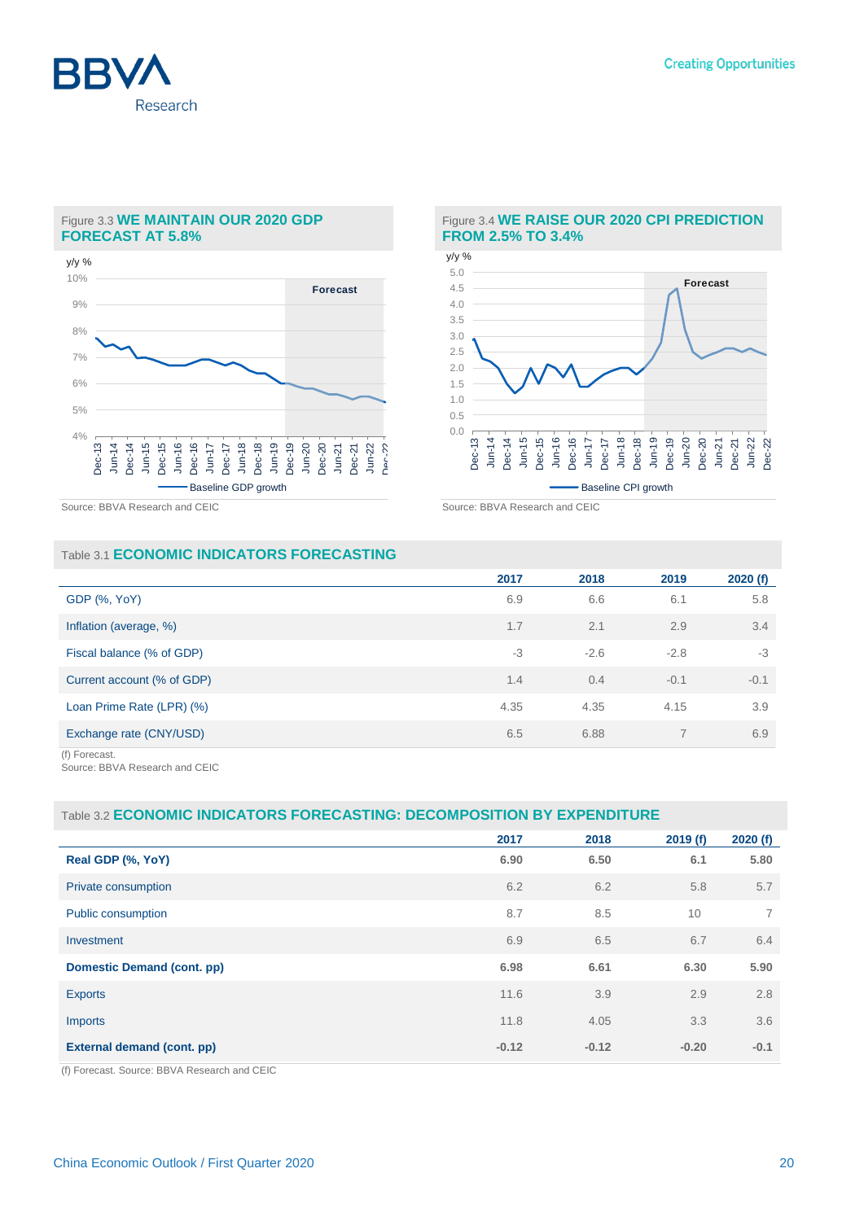Figure 3.3 **WE MAINTAIN OUR 2020 GDP FORECAST AT 5.8%**

Source: BBVA Research and CEIC

Figure 3.4 **WE RAISE OUR 2020 CPI PREDICTION FROM 2.5% TO 3.4%**

Source: BBVA Research and CEIC

Table 3.1 **ECONOMIC INDICATORS FORECASTING**

| | 2017 | 2018 | 2019 | 2020 (f) |
|---|---|---|---|---|
| GDP (%, YoY) | 6.9 | 6.6 | 6.1 | 5.8 |
| Inflation (average, %) | 1.7 | 2.1 | 2.9 | 3.4 |
| Fiscal balance (% of GDP) | -3 | -2.6 | -2.8 | -3 |
| Current account (% of GDP) | 1.4 | 0.4 | -0.1 | -0.1 |
| Loan Prime Rate (LPR) (%) | 4.35 | 4.35 | 4.15 | 3.9 |
| Exchange rate (CNY/USD) | 6.5 | 6.88 | 7 | 6.9 |

(f) Forecast.
Source: BBVA Research and CEIC

Table 3.2 **ECONOMIC INDICATORS FORECASTING: DECOMPOSITION BY EXPENDITURE**

| | 2017 | 2018 | 2019 (f) | 2020 (f) |
|---|---|---|---|---|
| **Real GDP (%, YoY)** | **6.90** | **6.50** | **6.1** | **5.80** |
| Private consumption | 6.2 | 6.2 | 5.8 | 5.7 |
| Public consumption | 8.7 | 8.5 | 10 | 7 |
| Investment | 6.9 | 6.5 | 6.7 | 6.4 |
| **Domestic Demand (cont. pp)** | **6.98** | **6.61** | **6.30** | **5.90** |
| Exports | 11.6 | 3.9 | 2.9 | 2.8 |
| Imports | 11.8 | 4.05 | 3.3 | 3.6 |
| **External demand (cont. pp)** | **-0.12** | **-0.12** | **-0.20** | **-0.1** |

(f) Forecast. Source: BBVA Research and CEIC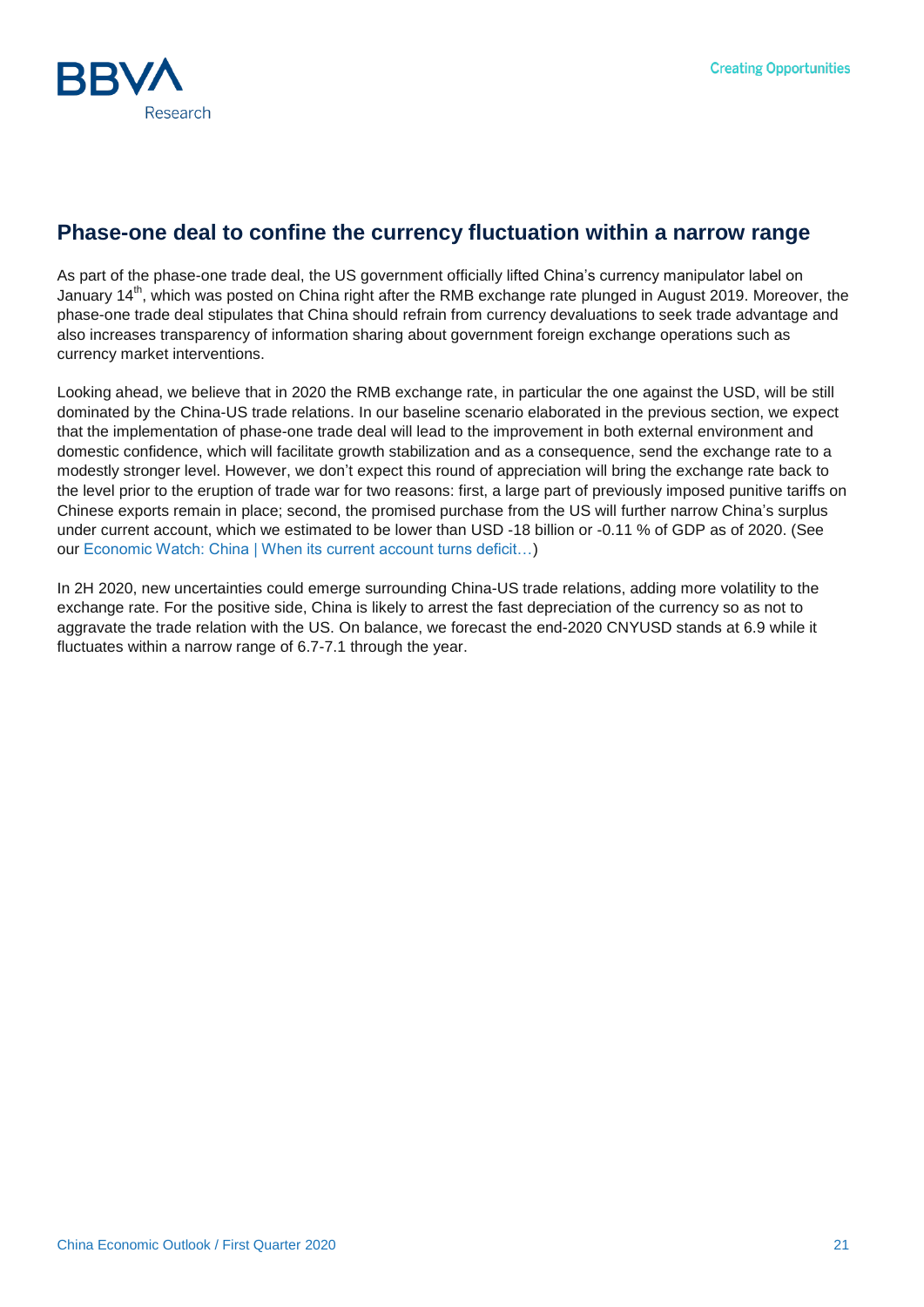## Phase-one deal to confine the currency fluctuation within a narrow range

As part of the phase-one trade deal, the US government officially lifted China's currency manipulator label on January 14th, which was posted on China right after the RMB exchange rate plunged in August 2019. Moreover, the phase-one trade deal stipulates that China should refrain from currency devaluations to seek trade advantage and also increases transparency of information sharing about government foreign exchange operations such as currency market interventions.

Looking ahead, we believe that in 2020 the RMB exchange rate, in particular the one against the USD, will be still dominated by the China-US trade relations. In our baseline scenario elaborated in the previous section, we expect that the implementation of phase-one trade deal will lead to the improvement in both external environment and domestic confidence, which will facilitate growth stabilization and as a consequence, send the exchange rate to a modestly stronger level. However, we don't expect this round of appreciation will bring the exchange rate back to the level prior to the eruption of trade war for two reasons: first, a large part of previously imposed punitive tariffs on Chinese exports remain in place; second, the promised purchase from the US will further narrow China's surplus under current account, which we estimated to be lower than USD -18 billion or -0.11 % of GDP as of 2020. (See our Economic Watch: China | When its current account turns deficit…)

In 2H 2020, new uncertainties could emerge surrounding China-US trade relations, adding more volatility to the exchange rate. For the positive side, China is likely to arrest the fast depreciation of the currency so as not to aggravate the trade relation with the US. On balance, we forecast the end-2020 CNYUSD stands at 6.9 while it fluctuates within a narrow range of 6.7-7.1 through the year.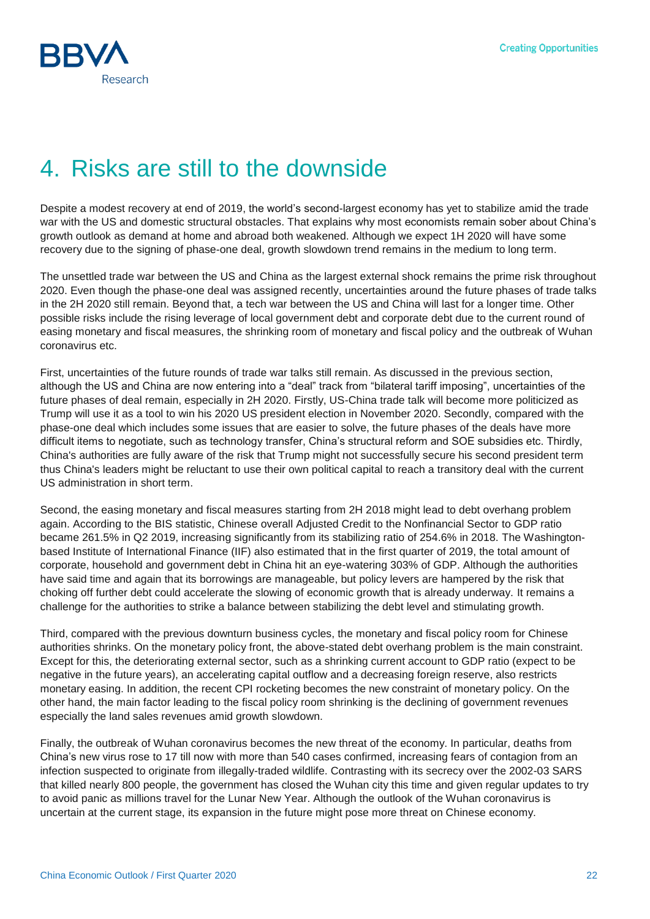# 4. Risks are still to the downside

Despite a modest recovery at end of 2019, the world's second-largest economy has yet to stabilize amid the trade war with the US and domestic structural obstacles. That explains why most economists remain sober about China's growth outlook as demand at home and abroad both weakened. Although we expect 1H 2020 will have some recovery due to the signing of phase-one deal, growth slowdown trend remains in the medium to long term.

The unsettled trade war between the US and China as the largest external shock remains the prime risk throughout 2020. Even though the phase-one deal was assigned recently, uncertainties around the future phases of trade talks in the 2H 2020 still remain. Beyond that, a tech war between the US and China will last for a longer time. Other possible risks include the rising leverage of local government debt and corporate debt due to the current round of easing monetary and fiscal measures, the shrinking room of monetary and fiscal policy and the outbreak of Wuhan coronavirus etc.

First, uncertainties of the future rounds of trade war talks still remain. As discussed in the previous section, although the US and China are now entering into a "deal" track from "bilateral tariff imposing", uncertainties of the future phases of deal remain, especially in 2H 2020. Firstly, US-China trade talk will become more politicized as Trump will use it as a tool to win his 2020 US president election in November 2020. Secondly, compared with the phase-one deal which includes some issues that are easier to solve, the future phases of the deals have more difficult items to negotiate, such as technology transfer, China's structural reform and SOE subsidies etc. Thirdly, China's authorities are fully aware of the risk that Trump might not successfully secure his second president term thus China's leaders might be reluctant to use their own political capital to reach a transitory deal with the current US administration in short term.

Second, the easing monetary and fiscal measures starting from 2H 2018 might lead to debt overhang problem again. According to the BIS statistic, Chinese overall Adjusted Credit to the Nonfinancial Sector to GDP ratio became 261.5% in Q2 2019, increasing significantly from its stabilizing ratio of 254.6% in 2018. The Washington-based Institute of International Finance (IIF) also estimated that in the first quarter of 2019, the total amount of corporate, household and government debt in China hit an eye-watering 303% of GDP. Although the authorities have said time and again that its borrowings are manageable, but policy levers are hampered by the risk that choking off further debt could accelerate the slowing of economic growth that is already underway. It remains a challenge for the authorities to strike a balance between stabilizing the debt level and stimulating growth.

Third, compared with the previous downturn business cycles, the monetary and fiscal policy room for Chinese authorities shrinks. On the monetary policy front, the above-stated debt overhang problem is the main constraint. Except for this, the deteriorating external sector, such as a shrinking current account to GDP ratio (expect to be negative in the future years), an accelerating capital outflow and a decreasing foreign reserve, also restricts monetary easing. In addition, the recent CPI rocketing becomes the new constraint of monetary policy. On the other hand, the main factor leading to the fiscal policy room shrinking is the declining of government revenues especially the land sales revenues amid growth slowdown.

Finally, the outbreak of Wuhan coronavirus becomes the new threat of the economy. In particular, deaths from China's new virus rose to 17 till now with more than 540 cases confirmed, increasing fears of contagion from an infection suspected to originate from illegally-traded wildlife. Contrasting with its secrecy over the 2002-03 SARS that killed nearly 800 people, the government has closed the Wuhan city this time and given regular updates to try to avoid panic as millions travel for the Lunar New Year. Although the outlook of the Wuhan coronavirus is uncertain at the current stage, its expansion in the future might pose more threat on Chinese economy.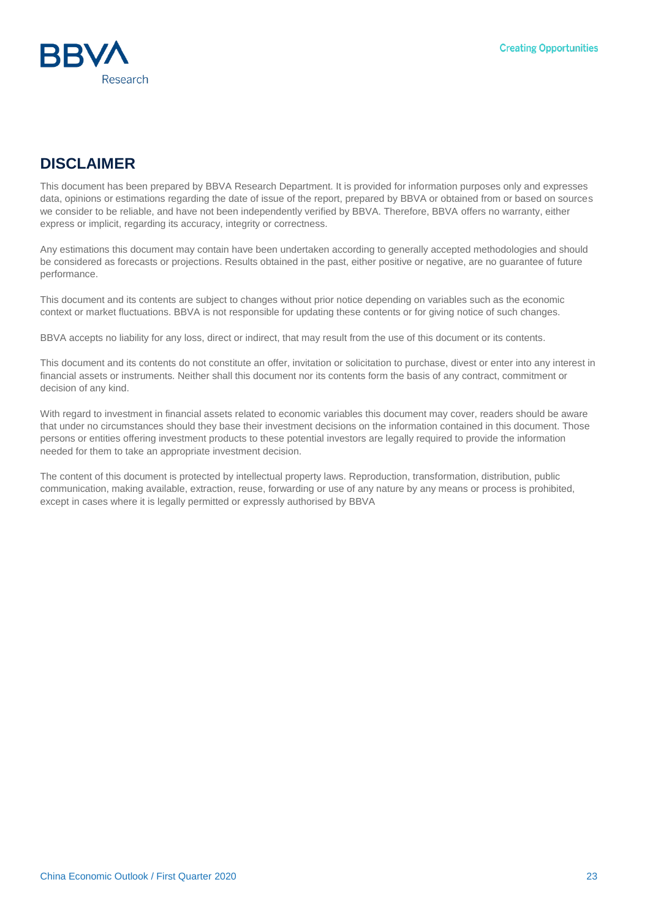## DISCLAIMER

This document has been prepared by BBVA Research Department. It is provided for information purposes only and expresses data, opinions or estimations regarding the date of issue of the report, prepared by BBVA or obtained from or based on sources we consider to be reliable, and have not been independently verified by BBVA. Therefore, BBVA offers no warranty, either express or implicit, regarding its accuracy, integrity or correctness.

Any estimations this document may contain have been undertaken according to generally accepted methodologies and should be considered as forecasts or projections. Results obtained in the past, either positive or negative, are no guarantee of future performance.

This document and its contents are subject to changes without prior notice depending on variables such as the economic context or market fluctuations. BBVA is not responsible for updating these contents or for giving notice of such changes.

BBVA accepts no liability for any loss, direct or indirect, that may result from the use of this document or its contents.

This document and its contents do not constitute an offer, invitation or solicitation to purchase, divest or enter into any interest in financial assets or instruments. Neither shall this document nor its contents form the basis of any contract, commitment or decision of any kind.

With regard to investment in financial assets related to economic variables this document may cover, readers should be aware that under no circumstances should they base their investment decisions on the information contained in this document. Those persons or entities offering investment products to these potential investors are legally required to provide the information needed for them to take an appropriate investment decision.

The content of this document is protected by intellectual property laws. Reproduction, transformation, distribution, public communication, making available, extraction, reuse, forwarding or use of any nature by any means or process is prohibited, except in cases where it is legally permitted or expressly authorised by BBVA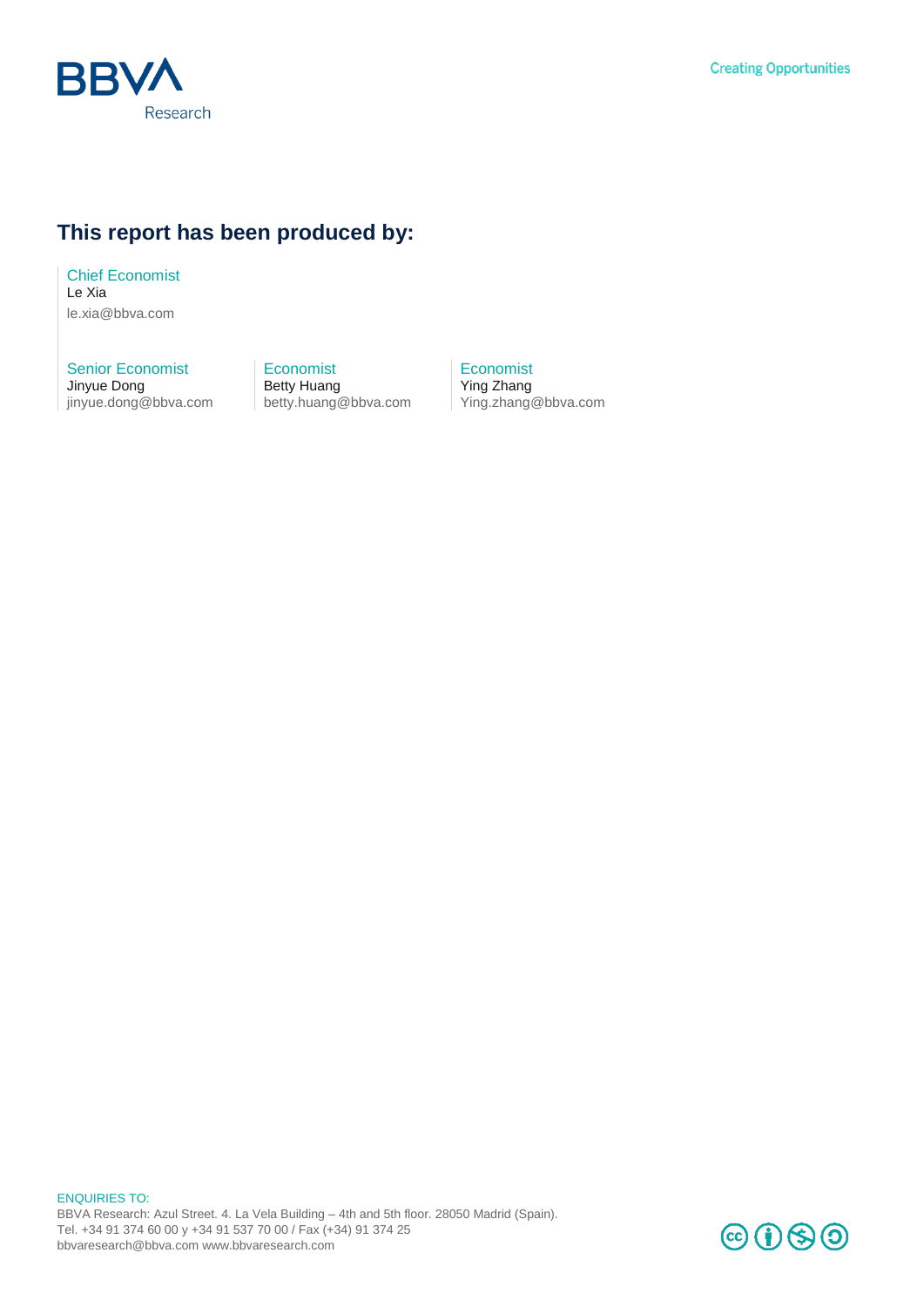## This report has been produced by:

Chief Economist
Le Xia
le.xia@bbva.com

Senior Economist
Jinyue Dong
jinyue.dong@bbva.com

Economist
Betty Huang
betty.huang@bbva.com

Economist
Ying Zhang
Ying.zhang@bbva.com

ENQUIRIES TO:
BBVA Research: Azul Street. 4. La Vela Building – 4th and 5th floor. 28050 Madrid (Spain).
Tel. +34 91 374 60 00 y +34 91 537 70 00 / Fax (+34) 91 374 25
bbvaresearch@bbva.com www.bbvaresearch.com